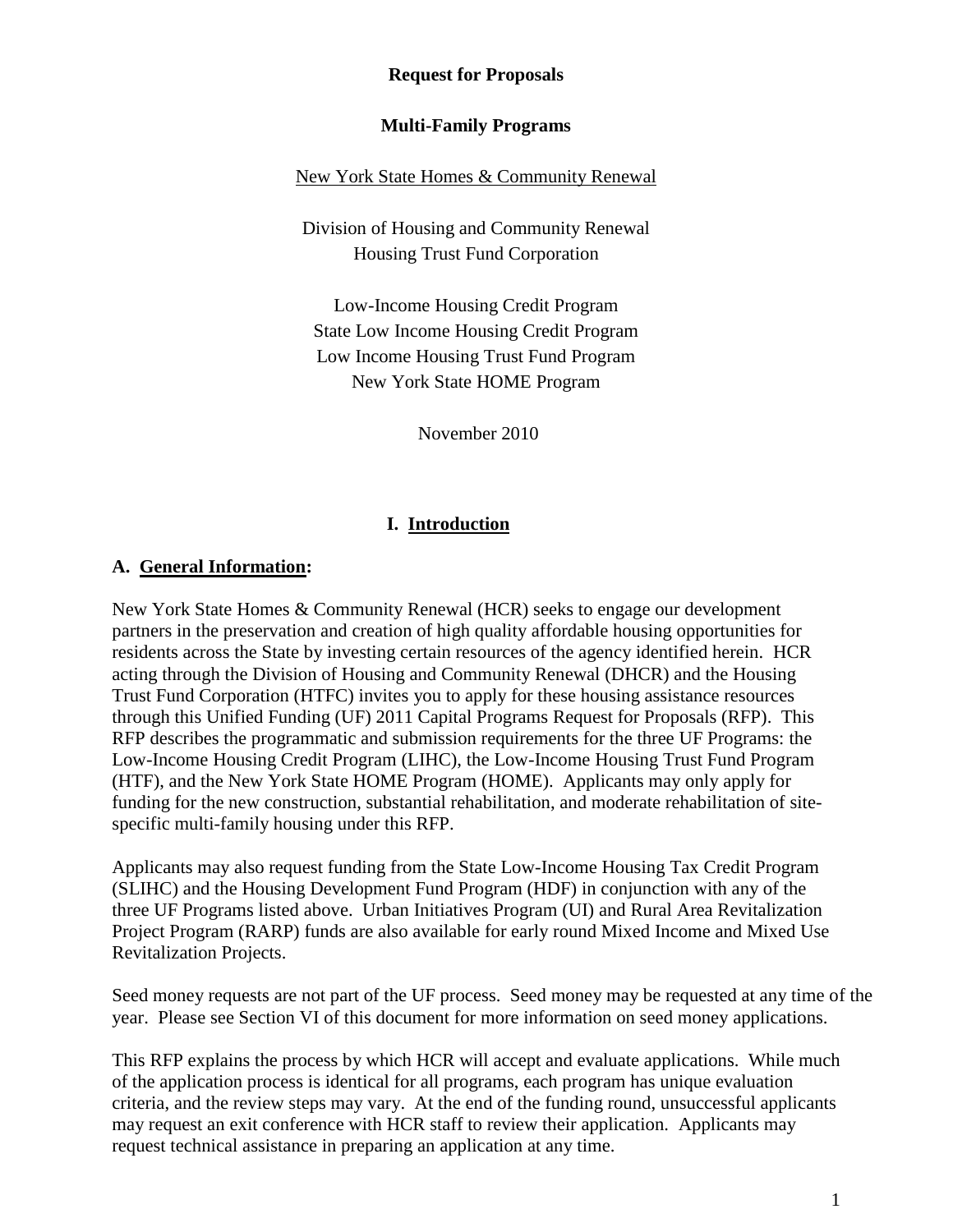**Request for Proposals**

**Multi-Family Programs**

New York State Homes & Community Renewal

Division of Housing and Community Renewal
Housing Trust Fund Corporation

Low-Income Housing Credit Program
State Low Income Housing Credit Program
Low Income Housing Trust Fund Program
New York State HOME Program

November 2010

# I. Introduction

## A. General Information:

New York State Homes & Community Renewal (HCR) seeks to engage our development partners in the preservation and creation of high quality affordable housing opportunities for residents across the State by investing certain resources of the agency identified herein. HCR acting through the Division of Housing and Community Renewal (DHCR) and the Housing Trust Fund Corporation (HTFC) invites you to apply for these housing assistance resources through this Unified Funding (UF) 2011 Capital Programs Request for Proposals (RFP). This RFP describes the programmatic and submission requirements for the three UF Programs: the Low-Income Housing Credit Program (LIHC), the Low-Income Housing Trust Fund Program (HTF), and the New York State HOME Program (HOME). Applicants may only apply for funding for the new construction, substantial rehabilitation, and moderate rehabilitation of site-specific multi-family housing under this RFP.

Applicants may also request funding from the State Low-Income Housing Tax Credit Program (SLIHC) and the Housing Development Fund Program (HDF) in conjunction with any of the three UF Programs listed above. Urban Initiatives Program (UI) and Rural Area Revitalization Project Program (RARP) funds are also available for early round Mixed Income and Mixed Use Revitalization Projects.

Seed money requests are not part of the UF process. Seed money may be requested at any time of the year. Please see Section VI of this document for more information on seed money applications.

This RFP explains the process by which HCR will accept and evaluate applications. While much of the application process is identical for all programs, each program has unique evaluation criteria, and the review steps may vary. At the end of the funding round, unsuccessful applicants may request an exit conference with HCR staff to review their application. Applicants may request technical assistance in preparing an application at any time.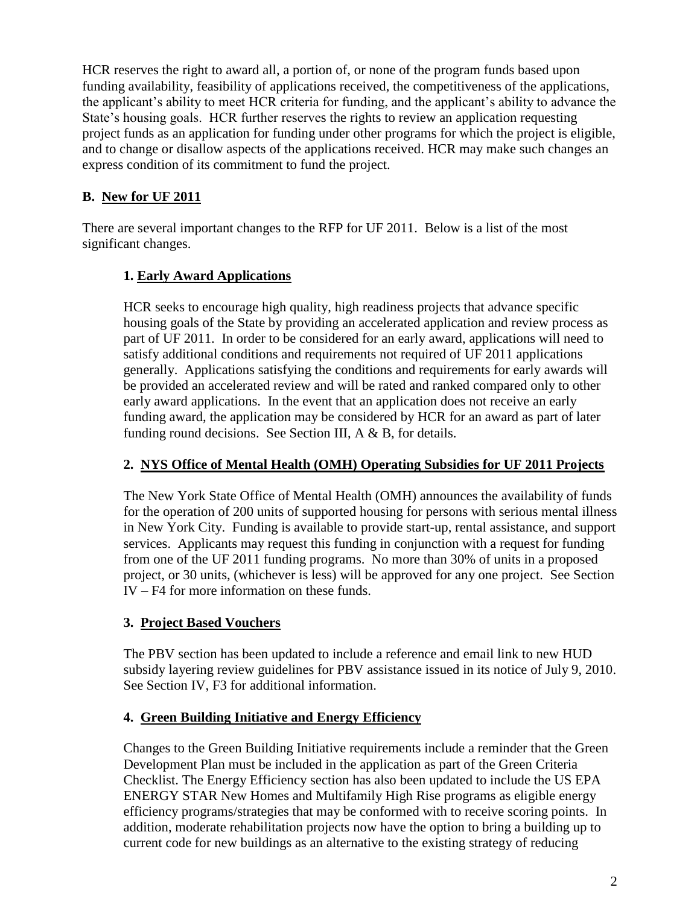HCR reserves the right to award all, a portion of, or none of the program funds based upon funding availability, feasibility of applications received, the competitiveness of the applications, the applicant's ability to meet HCR criteria for funding, and the applicant's ability to advance the State's housing goals. HCR further reserves the rights to review an application requesting project funds as an application for funding under other programs for which the project is eligible, and to change or disallow aspects of the applications received. HCR may make such changes an express condition of its commitment to fund the project.

## B. New for UF 2011

There are several important changes to the RFP for UF 2011. Below is a list of the most significant changes.

### 1. Early Award Applications

HCR seeks to encourage high quality, high readiness projects that advance specific housing goals of the State by providing an accelerated application and review process as part of UF 2011. In order to be considered for an early award, applications will need to satisfy additional conditions and requirements not required of UF 2011 applications generally. Applications satisfying the conditions and requirements for early awards will be provided an accelerated review and will be rated and ranked compared only to other early award applications. In the event that an application does not receive an early funding award, the application may be considered by HCR for an award as part of later funding round decisions. See Section III, A & B, for details.

### 2. NYS Office of Mental Health (OMH) Operating Subsidies for UF 2011 Projects

The New York State Office of Mental Health (OMH) announces the availability of funds for the operation of 200 units of supported housing for persons with serious mental illness in New York City. Funding is available to provide start-up, rental assistance, and support services. Applicants may request this funding in conjunction with a request for funding from one of the UF 2011 funding programs. No more than 30% of units in a proposed project, or 30 units, (whichever is less) will be approved for any one project. See Section IV – F4 for more information on these funds.

### 3. Project Based Vouchers

The PBV section has been updated to include a reference and email link to new HUD subsidy layering review guidelines for PBV assistance issued in its notice of July 9, 2010. See Section IV, F3 for additional information.

### 4. Green Building Initiative and Energy Efficiency

Changes to the Green Building Initiative requirements include a reminder that the Green Development Plan must be included in the application as part of the Green Criteria Checklist. The Energy Efficiency section has also been updated to include the US EPA ENERGY STAR New Homes and Multifamily High Rise programs as eligible energy efficiency programs/strategies that may be conformed with to receive scoring points. In addition, moderate rehabilitation projects now have the option to bring a building up to current code for new buildings as an alternative to the existing strategy of reducing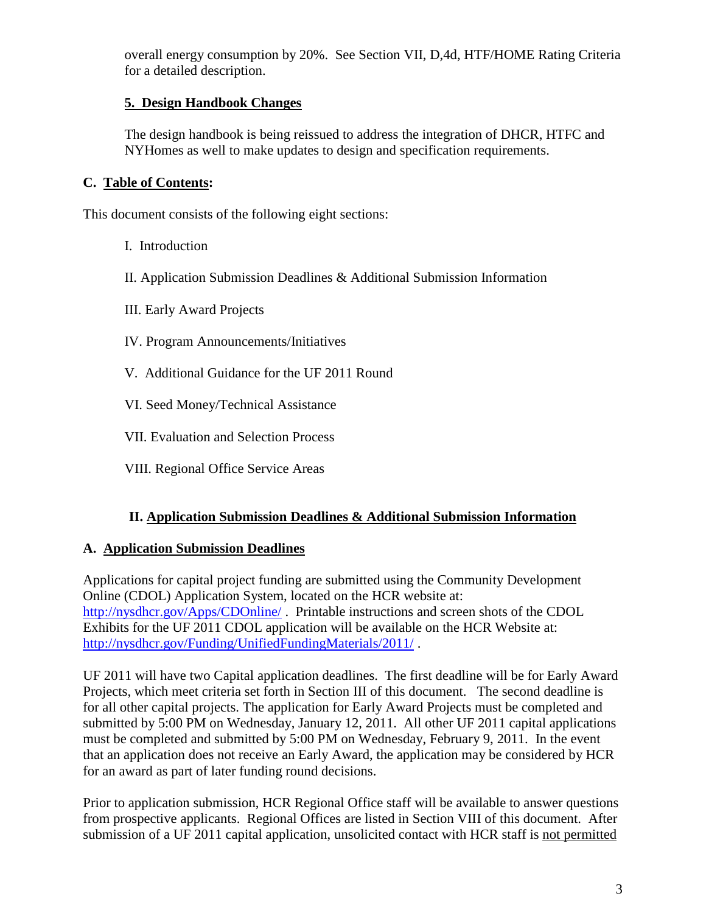overall energy consumption by 20%. See Section VII, D,4d, HTF/HOME Rating Criteria for a detailed description.

**5. Design Handbook Changes**

The design handbook is being reissued to address the integration of DHCR, HTFC and NYHomes as well to make updates to design and specification requirements.

### C. Table of Contents:

This document consists of the following eight sections:

I. Introduction

II. Application Submission Deadlines & Additional Submission Information

III. Early Award Projects

IV. Program Announcements/Initiatives

V. Additional Guidance for the UF 2011 Round

VI. Seed Money/Technical Assistance

VII. Evaluation and Selection Process

VIII. Regional Office Service Areas

## II. Application Submission Deadlines & Additional Submission Information

### A. Application Submission Deadlines

Applications for capital project funding are submitted using the Community Development Online (CDOL) Application System, located on the HCR website at: http://nysdhcr.gov/Apps/CDOnline/ . Printable instructions and screen shots of the CDOL Exhibits for the UF 2011 CDOL application will be available on the HCR Website at: http://nysdhcr.gov/Funding/UnifiedFundingMaterials/2011/ .

UF 2011 will have two Capital application deadlines. The first deadline will be for Early Award Projects, which meet criteria set forth in Section III of this document. The second deadline is for all other capital projects. The application for Early Award Projects must be completed and submitted by 5:00 PM on Wednesday, January 12, 2011. All other UF 2011 capital applications must be completed and submitted by 5:00 PM on Wednesday, February 9, 2011. In the event that an application does not receive an Early Award, the application may be considered by HCR for an award as part of later funding round decisions.

Prior to application submission, HCR Regional Office staff will be available to answer questions from prospective applicants. Regional Offices are listed in Section VIII of this document. After submission of a UF 2011 capital application, unsolicited contact with HCR staff is not permitted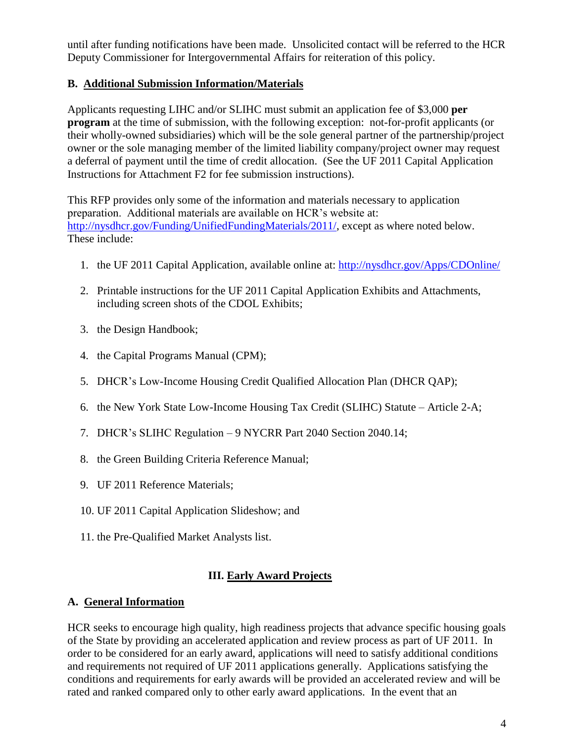until after funding notifications have been made. Unsolicited contact will be referred to the HCR Deputy Commissioner for Intergovernmental Affairs for reiteration of this policy.

### B. Additional Submission Information/Materials

Applicants requesting LIHC and/or SLIHC must submit an application fee of $3,000 **per program** at the time of submission, with the following exception: not-for-profit applicants (or their wholly-owned subsidiaries) which will be the sole general partner of the partnership/project owner or the sole managing member of the limited liability company/project owner may request a deferral of payment until the time of credit allocation. (See the UF 2011 Capital Application Instructions for Attachment F2 for fee submission instructions).

This RFP provides only some of the information and materials necessary to application preparation. Additional materials are available on HCR's website at: http://nysdhcr.gov/Funding/UnifiedFundingMaterials/2011/, except as where noted below. These include:

1. the UF 2011 Capital Application, available online at: http://nysdhcr.gov/Apps/CDOnline/
2. Printable instructions for the UF 2011 Capital Application Exhibits and Attachments, including screen shots of the CDOL Exhibits;
3. the Design Handbook;
4. the Capital Programs Manual (CPM);
5. DHCR's Low-Income Housing Credit Qualified Allocation Plan (DHCR QAP);
6. the New York State Low-Income Housing Tax Credit (SLIHC) Statute – Article 2-A;
7. DHCR's SLIHC Regulation – 9 NYCRR Part 2040 Section 2040.14;
8. the Green Building Criteria Reference Manual;
9. UF 2011 Reference Materials;
10. UF 2011 Capital Application Slideshow; and
11. the Pre-Qualified Market Analysts list.

## III. Early Award Projects

### A. General Information

HCR seeks to encourage high quality, high readiness projects that advance specific housing goals of the State by providing an accelerated application and review process as part of UF 2011. In order to be considered for an early award, applications will need to satisfy additional conditions and requirements not required of UF 2011 applications generally. Applications satisfying the conditions and requirements for early awards will be provided an accelerated review and will be rated and ranked compared only to other early award applications. In the event that an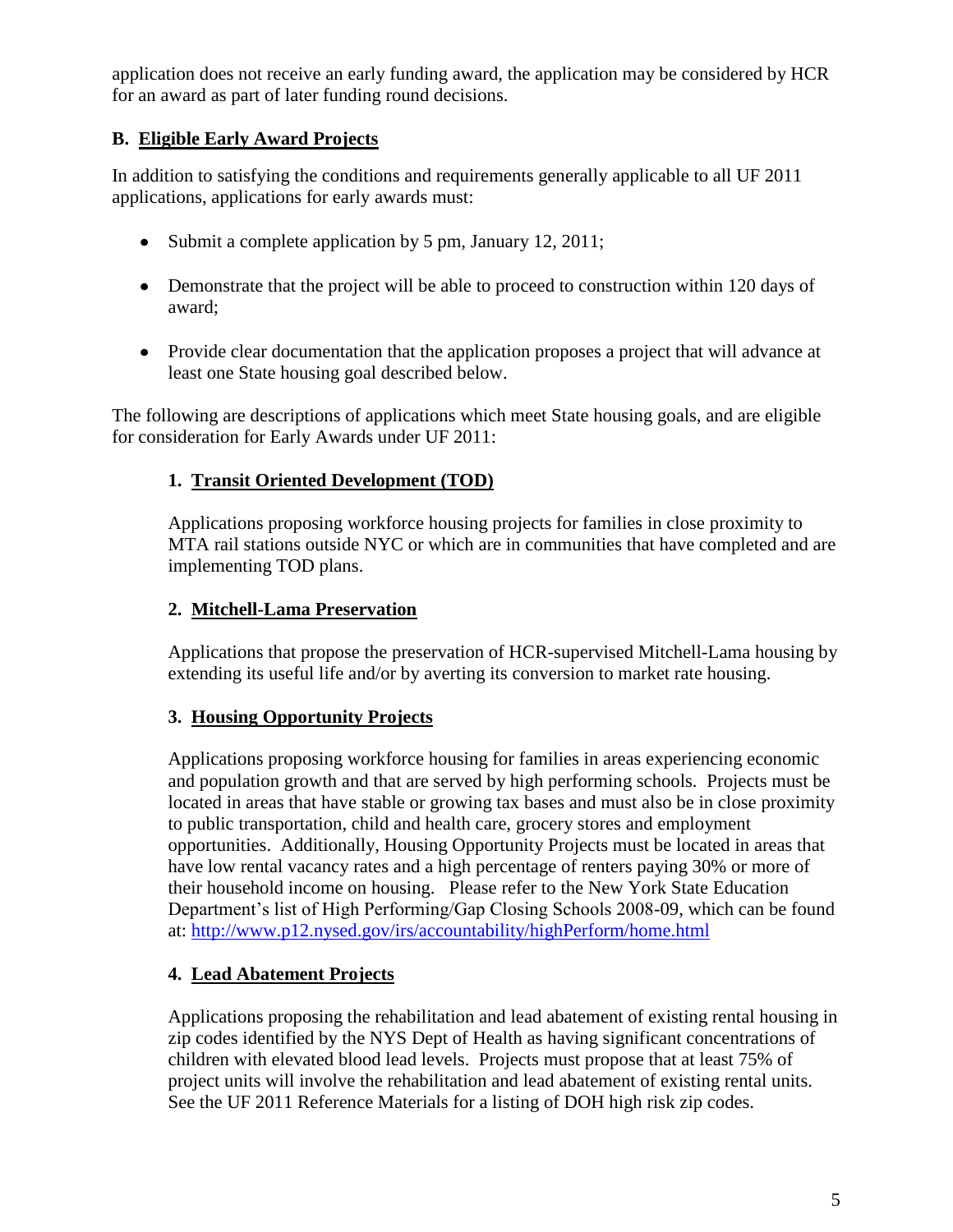application does not receive an early funding award, the application may be considered by HCR for an award as part of later funding round decisions.

## B. Eligible Early Award Projects

In addition to satisfying the conditions and requirements generally applicable to all UF 2011 applications, applications for early awards must:

- Submit a complete application by 5 pm, January 12, 2011;
- Demonstrate that the project will be able to proceed to construction within 120 days of award;
- Provide clear documentation that the application proposes a project that will advance at least one State housing goal described below.

The following are descriptions of applications which meet State housing goals, and are eligible for consideration for Early Awards under UF 2011:

### 1. Transit Oriented Development (TOD)

Applications proposing workforce housing projects for families in close proximity to MTA rail stations outside NYC or which are in communities that have completed and are implementing TOD plans.

### 2. Mitchell-Lama Preservation

Applications that propose the preservation of HCR-supervised Mitchell-Lama housing by extending its useful life and/or by averting its conversion to market rate housing.

### 3. Housing Opportunity Projects

Applications proposing workforce housing for families in areas experiencing economic and population growth and that are served by high performing schools. Projects must be located in areas that have stable or growing tax bases and must also be in close proximity to public transportation, child and health care, grocery stores and employment opportunities. Additionally, Housing Opportunity Projects must be located in areas that have low rental vacancy rates and a high percentage of renters paying 30% or more of their household income on housing. Please refer to the New York State Education Department's list of High Performing/Gap Closing Schools 2008-09, which can be found at: http://www.p12.nysed.gov/irs/accountability/highPerform/home.html

### 4. Lead Abatement Projects

Applications proposing the rehabilitation and lead abatement of existing rental housing in zip codes identified by the NYS Dept of Health as having significant concentrations of children with elevated blood lead levels. Projects must propose that at least 75% of project units will involve the rehabilitation and lead abatement of existing rental units. See the UF 2011 Reference Materials for a listing of DOH high risk zip codes.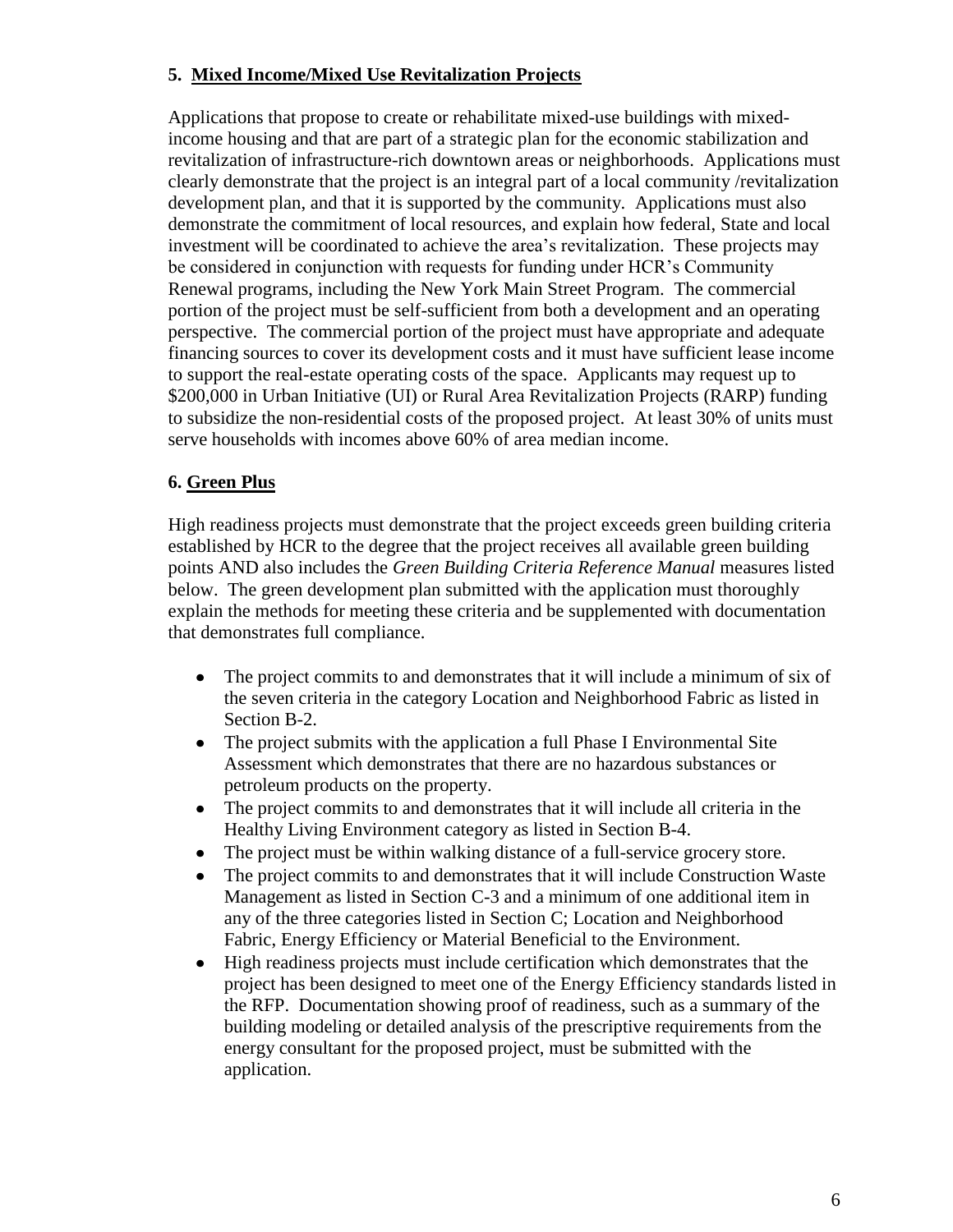### 5. Mixed Income/Mixed Use Revitalization Projects

Applications that propose to create or rehabilitate mixed-use buildings with mixed-income housing and that are part of a strategic plan for the economic stabilization and revitalization of infrastructure-rich downtown areas or neighborhoods. Applications must clearly demonstrate that the project is an integral part of a local community /revitalization development plan, and that it is supported by the community. Applications must also demonstrate the commitment of local resources, and explain how federal, State and local investment will be coordinated to achieve the area's revitalization. These projects may be considered in conjunction with requests for funding under HCR's Community Renewal programs, including the New York Main Street Program. The commercial portion of the project must be self-sufficient from both a development and an operating perspective. The commercial portion of the project must have appropriate and adequate financing sources to cover its development costs and it must have sufficient lease income to support the real-estate operating costs of the space. Applicants may request up to $200,000 in Urban Initiative (UI) or Rural Area Revitalization Projects (RARP) funding to subsidize the non-residential costs of the proposed project. At least 30% of units must serve households with incomes above 60% of area median income.

### 6. Green Plus

High readiness projects must demonstrate that the project exceeds green building criteria established by HCR to the degree that the project receives all available green building points AND also includes the *Green Building Criteria Reference Manual* measures listed below. The green development plan submitted with the application must thoroughly explain the methods for meeting these criteria and be supplemented with documentation that demonstrates full compliance.

- The project commits to and demonstrates that it will include a minimum of six of the seven criteria in the category Location and Neighborhood Fabric as listed in Section B-2.
- The project submits with the application a full Phase I Environmental Site Assessment which demonstrates that there are no hazardous substances or petroleum products on the property.
- The project commits to and demonstrates that it will include all criteria in the Healthy Living Environment category as listed in Section B-4.
- The project must be within walking distance of a full-service grocery store.
- The project commits to and demonstrates that it will include Construction Waste Management as listed in Section C-3 and a minimum of one additional item in any of the three categories listed in Section C; Location and Neighborhood Fabric, Energy Efficiency or Material Beneficial to the Environment.
- High readiness projects must include certification which demonstrates that the project has been designed to meet one of the Energy Efficiency standards listed in the RFP. Documentation showing proof of readiness, such as a summary of the building modeling or detailed analysis of the prescriptive requirements from the energy consultant for the proposed project, must be submitted with the application.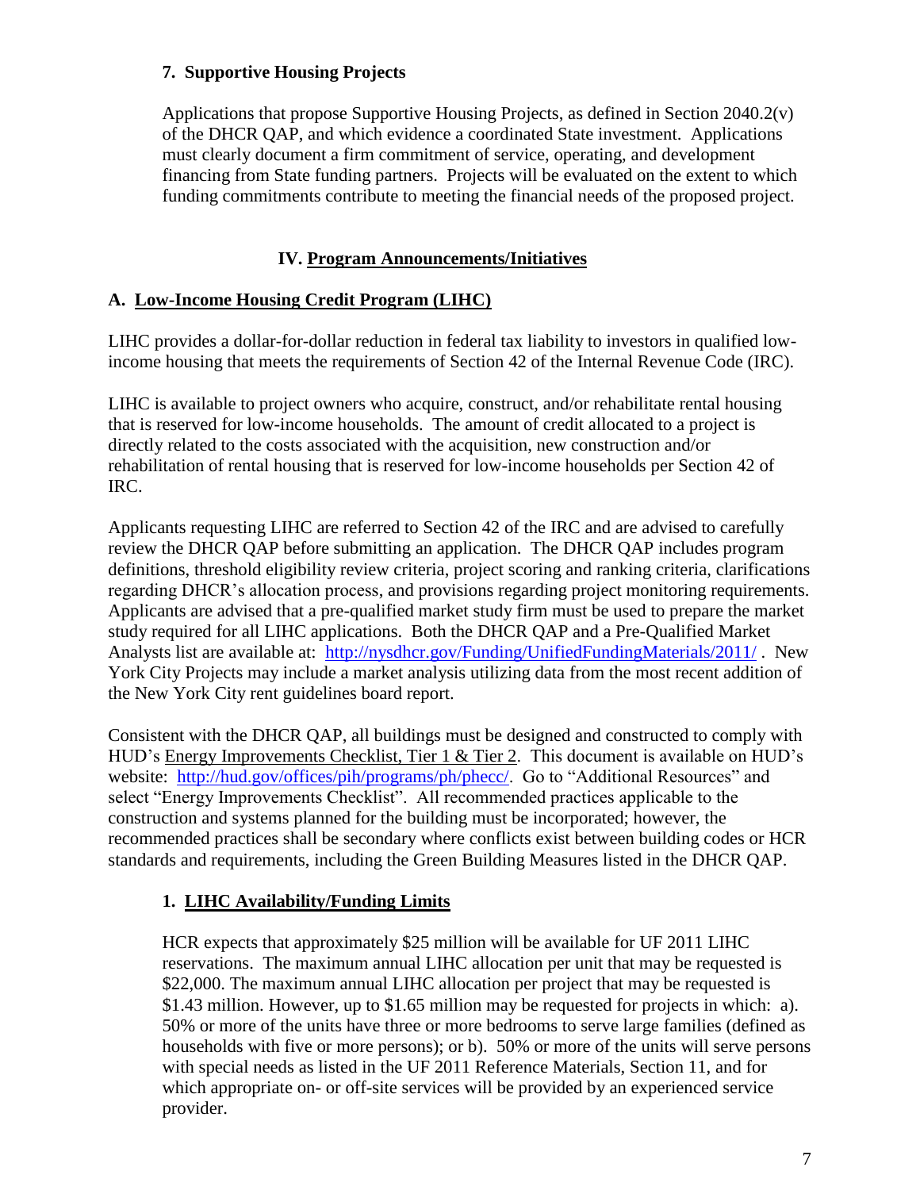### 7. Supportive Housing Projects

Applications that propose Supportive Housing Projects, as defined in Section 2040.2(v) of the DHCR QAP, and which evidence a coordinated State investment. Applications must clearly document a firm commitment of service, operating, and development financing from State funding partners. Projects will be evaluated on the extent to which funding commitments contribute to meeting the financial needs of the proposed project.

## IV. Program Announcements/Initiatives

### A. Low-Income Housing Credit Program (LIHC)

LIHC provides a dollar-for-dollar reduction in federal tax liability to investors in qualified low-income housing that meets the requirements of Section 42 of the Internal Revenue Code (IRC).

LIHC is available to project owners who acquire, construct, and/or rehabilitate rental housing that is reserved for low-income households. The amount of credit allocated to a project is directly related to the costs associated with the acquisition, new construction and/or rehabilitation of rental housing that is reserved for low-income households per Section 42 of IRC.

Applicants requesting LIHC are referred to Section 42 of the IRC and are advised to carefully review the DHCR QAP before submitting an application. The DHCR QAP includes program definitions, threshold eligibility review criteria, project scoring and ranking criteria, clarifications regarding DHCR's allocation process, and provisions regarding project monitoring requirements. Applicants are advised that a pre-qualified market study firm must be used to prepare the market study required for all LIHC applications. Both the DHCR QAP and a Pre-Qualified Market Analysts list are available at: [http://nysdhcr.gov/Funding/UnifiedFundingMaterials/2011/](http://nysdhcr.gov/Funding/UnifiedFundingMaterials/2011/) . New York City Projects may include a market analysis utilizing data from the most recent addition of the New York City rent guidelines board report.

Consistent with the DHCR QAP, all buildings must be designed and constructed to comply with HUD's Energy Improvements Checklist, Tier 1 & Tier 2. This document is available on HUD's website: [http://hud.gov/offices/pih/programs/ph/phecc/](http://hud.gov/offices/pih/programs/ph/phecc/). Go to "Additional Resources" and select "Energy Improvements Checklist". All recommended practices applicable to the construction and systems planned for the building must be incorporated; however, the recommended practices shall be secondary where conflicts exist between building codes or HCR standards and requirements, including the Green Building Measures listed in the DHCR QAP.

#### 1. LIHC Availability/Funding Limits

HCR expects that approximately $25 million will be available for UF 2011 LIHC reservations. The maximum annual LIHC allocation per unit that may be requested is $22,000. The maximum annual LIHC allocation per project that may be requested is $1.43 million. However, up to $1.65 million may be requested for projects in which: a). 50% or more of the units have three or more bedrooms to serve large families (defined as households with five or more persons); or b). 50% or more of the units will serve persons with special needs as listed in the UF 2011 Reference Materials, Section 11, and for which appropriate on- or off-site services will be provided by an experienced service provider.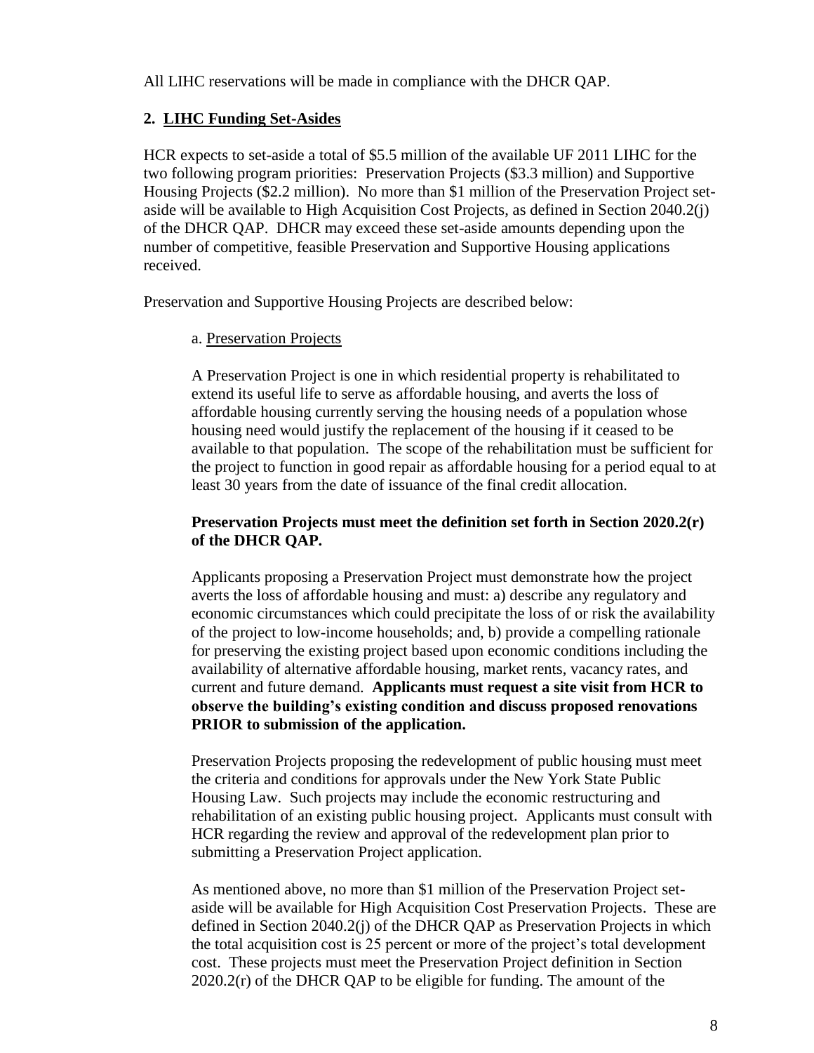All LIHC reservations will be made in compliance with the DHCR QAP.

## 2. LIHC Funding Set-Asides

HCR expects to set-aside a total of \$5.5 million of the available UF 2011 LIHC for the two following program priorities: Preservation Projects (\$3.3 million) and Supportive Housing Projects (\$2.2 million). No more than \$1 million of the Preservation Project set-aside will be available to High Acquisition Cost Projects, as defined in Section 2040.2(j) of the DHCR QAP. DHCR may exceed these set-aside amounts depending upon the number of competitive, feasible Preservation and Supportive Housing applications received.

Preservation and Supportive Housing Projects are described below:

### a. Preservation Projects

A Preservation Project is one in which residential property is rehabilitated to extend its useful life to serve as affordable housing, and averts the loss of affordable housing currently serving the housing needs of a population whose housing need would justify the replacement of the housing if it ceased to be available to that population. The scope of the rehabilitation must be sufficient for the project to function in good repair as affordable housing for a period equal to at least 30 years from the date of issuance of the final credit allocation.

**Preservation Projects must meet the definition set forth in Section 2020.2(r) of the DHCR QAP.**

Applicants proposing a Preservation Project must demonstrate how the project averts the loss of affordable housing and must: a) describe any regulatory and economic circumstances which could precipitate the loss of or risk the availability of the project to low-income households; and, b) provide a compelling rationale for preserving the existing project based upon economic conditions including the availability of alternative affordable housing, market rents, vacancy rates, and current and future demand. **Applicants must request a site visit from HCR to observe the building's existing condition and discuss proposed renovations PRIOR to submission of the application.**

Preservation Projects proposing the redevelopment of public housing must meet the criteria and conditions for approvals under the New York State Public Housing Law. Such projects may include the economic restructuring and rehabilitation of an existing public housing project. Applicants must consult with HCR regarding the review and approval of the redevelopment plan prior to submitting a Preservation Project application.

As mentioned above, no more than \$1 million of the Preservation Project set-aside will be available for High Acquisition Cost Preservation Projects. These are defined in Section 2040.2(j) of the DHCR QAP as Preservation Projects in which the total acquisition cost is 25 percent or more of the project's total development cost. These projects must meet the Preservation Project definition in Section 2020.2(r) of the DHCR QAP to be eligible for funding. The amount of the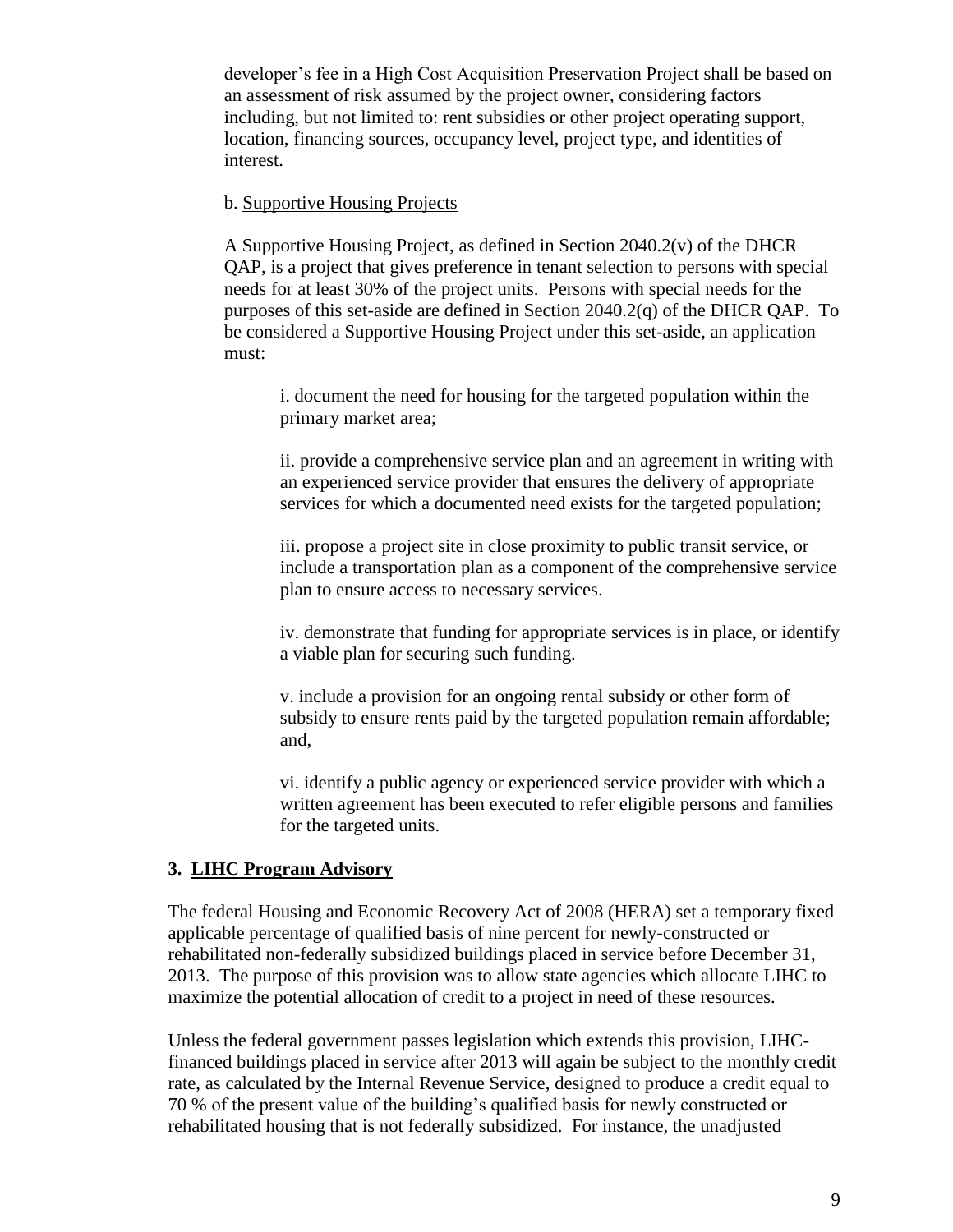developer's fee in a High Cost Acquisition Preservation Project shall be based on an assessment of risk assumed by the project owner, considering factors including, but not limited to: rent subsidies or other project operating support, location, financing sources, occupancy level, project type, and identities of interest.

b. Supportive Housing Projects

A Supportive Housing Project, as defined in Section 2040.2(v) of the DHCR QAP, is a project that gives preference in tenant selection to persons with special needs for at least 30% of the project units. Persons with special needs for the purposes of this set-aside are defined in Section 2040.2(q) of the DHCR QAP. To be considered a Supportive Housing Project under this set-aside, an application must:

i. document the need for housing for the targeted population within the primary market area;

ii. provide a comprehensive service plan and an agreement in writing with an experienced service provider that ensures the delivery of appropriate services for which a documented need exists for the targeted population;

iii. propose a project site in close proximity to public transit service, or include a transportation plan as a component of the comprehensive service plan to ensure access to necessary services.

iv. demonstrate that funding for appropriate services is in place, or identify a viable plan for securing such funding.

v. include a provision for an ongoing rental subsidy or other form of subsidy to ensure rents paid by the targeted population remain affordable; and,

vi. identify a public agency or experienced service provider with which a written agreement has been executed to refer eligible persons and families for the targeted units.

## 3. LIHC Program Advisory

The federal Housing and Economic Recovery Act of 2008 (HERA) set a temporary fixed applicable percentage of qualified basis of nine percent for newly-constructed or rehabilitated non-federally subsidized buildings placed in service before December 31, 2013. The purpose of this provision was to allow state agencies which allocate LIHC to maximize the potential allocation of credit to a project in need of these resources.

Unless the federal government passes legislation which extends this provision, LIHC-financed buildings placed in service after 2013 will again be subject to the monthly credit rate, as calculated by the Internal Revenue Service, designed to produce a credit equal to 70 % of the present value of the building's qualified basis for newly constructed or rehabilitated housing that is not federally subsidized. For instance, the unadjusted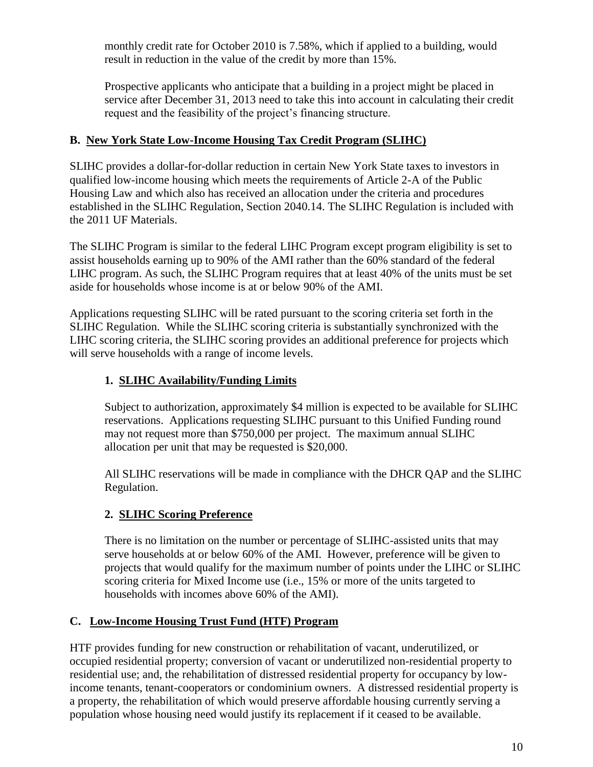monthly credit rate for October 2010 is 7.58%, which if applied to a building, would result in reduction in the value of the credit by more than 15%.

Prospective applicants who anticipate that a building in a project might be placed in service after December 31, 2013 need to take this into account in calculating their credit request and the feasibility of the project's financing structure.

## B. New York State Low-Income Housing Tax Credit Program (SLIHC)

SLIHC provides a dollar-for-dollar reduction in certain New York State taxes to investors in qualified low-income housing which meets the requirements of Article 2-A of the Public Housing Law and which also has received an allocation under the criteria and procedures established in the SLIHC Regulation, Section 2040.14. The SLIHC Regulation is included with the 2011 UF Materials.

The SLIHC Program is similar to the federal LIHC Program except program eligibility is set to assist households earning up to 90% of the AMI rather than the 60% standard of the federal LIHC program. As such, the SLIHC Program requires that at least 40% of the units must be set aside for households whose income is at or below 90% of the AMI.

Applications requesting SLIHC will be rated pursuant to the scoring criteria set forth in the SLIHC Regulation. While the SLIHC scoring criteria is substantially synchronized with the LIHC scoring criteria, the SLIHC scoring provides an additional preference for projects which will serve households with a range of income levels.

### 1. SLIHC Availability/Funding Limits

Subject to authorization, approximately \$4 million is expected to be available for SLIHC reservations. Applications requesting SLIHC pursuant to this Unified Funding round may not request more than \$750,000 per project. The maximum annual SLIHC allocation per unit that may be requested is \$20,000.

All SLIHC reservations will be made in compliance with the DHCR QAP and the SLIHC Regulation.

### 2. SLIHC Scoring Preference

There is no limitation on the number or percentage of SLIHC-assisted units that may serve households at or below 60% of the AMI. However, preference will be given to projects that would qualify for the maximum number of points under the LIHC or SLIHC scoring criteria for Mixed Income use (i.e., 15% or more of the units targeted to households with incomes above 60% of the AMI).

## C. Low-Income Housing Trust Fund (HTF) Program

HTF provides funding for new construction or rehabilitation of vacant, underutilized, or occupied residential property; conversion of vacant or underutilized non-residential property to residential use; and, the rehabilitation of distressed residential property for occupancy by low-income tenants, tenant-cooperators or condominium owners. A distressed residential property is a property, the rehabilitation of which would preserve affordable housing currently serving a population whose housing need would justify its replacement if it ceased to be available.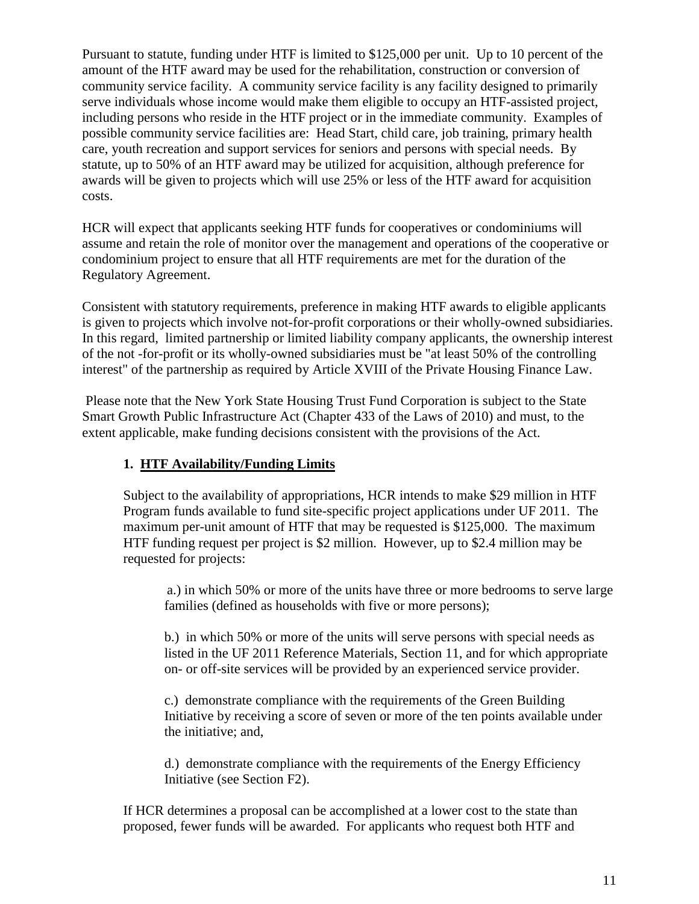Pursuant to statute, funding under HTF is limited to $125,000 per unit. Up to 10 percent of the amount of the HTF award may be used for the rehabilitation, construction or conversion of community service facility. A community service facility is any facility designed to primarily serve individuals whose income would make them eligible to occupy an HTF-assisted project, including persons who reside in the HTF project or in the immediate community. Examples of possible community service facilities are: Head Start, child care, job training, primary health care, youth recreation and support services for seniors and persons with special needs. By statute, up to 50% of an HTF award may be utilized for acquisition, although preference for awards will be given to projects which will use 25% or less of the HTF award for acquisition costs.

HCR will expect that applicants seeking HTF funds for cooperatives or condominiums will assume and retain the role of monitor over the management and operations of the cooperative or condominium project to ensure that all HTF requirements are met for the duration of the Regulatory Agreement.

Consistent with statutory requirements, preference in making HTF awards to eligible applicants is given to projects which involve not-for-profit corporations or their wholly-owned subsidiaries. In this regard, limited partnership or limited liability company applicants, the ownership interest of the not -for-profit or its wholly-owned subsidiaries must be "at least 50% of the controlling interest" of the partnership as required by Article XVIII of the Private Housing Finance Law.

Please note that the New York State Housing Trust Fund Corporation is subject to the State Smart Growth Public Infrastructure Act (Chapter 433 of the Laws of 2010) and must, to the extent applicable, make funding decisions consistent with the provisions of the Act.

### 1. HTF Availability/Funding Limits

Subject to the availability of appropriations, HCR intends to make $29 million in HTF Program funds available to fund site-specific project applications under UF 2011. The maximum per-unit amount of HTF that may be requested is $125,000. The maximum HTF funding request per project is $2 million. However, up to $2.4 million may be requested for projects:

a.) in which 50% or more of the units have three or more bedrooms to serve large families (defined as households with five or more persons);

b.) in which 50% or more of the units will serve persons with special needs as listed in the UF 2011 Reference Materials, Section 11, and for which appropriate on- or off-site services will be provided by an experienced service provider.

c.) demonstrate compliance with the requirements of the Green Building Initiative by receiving a score of seven or more of the ten points available under the initiative; and,

d.) demonstrate compliance with the requirements of the Energy Efficiency Initiative (see Section F2).

If HCR determines a proposal can be accomplished at a lower cost to the state than proposed, fewer funds will be awarded. For applicants who request both HTF and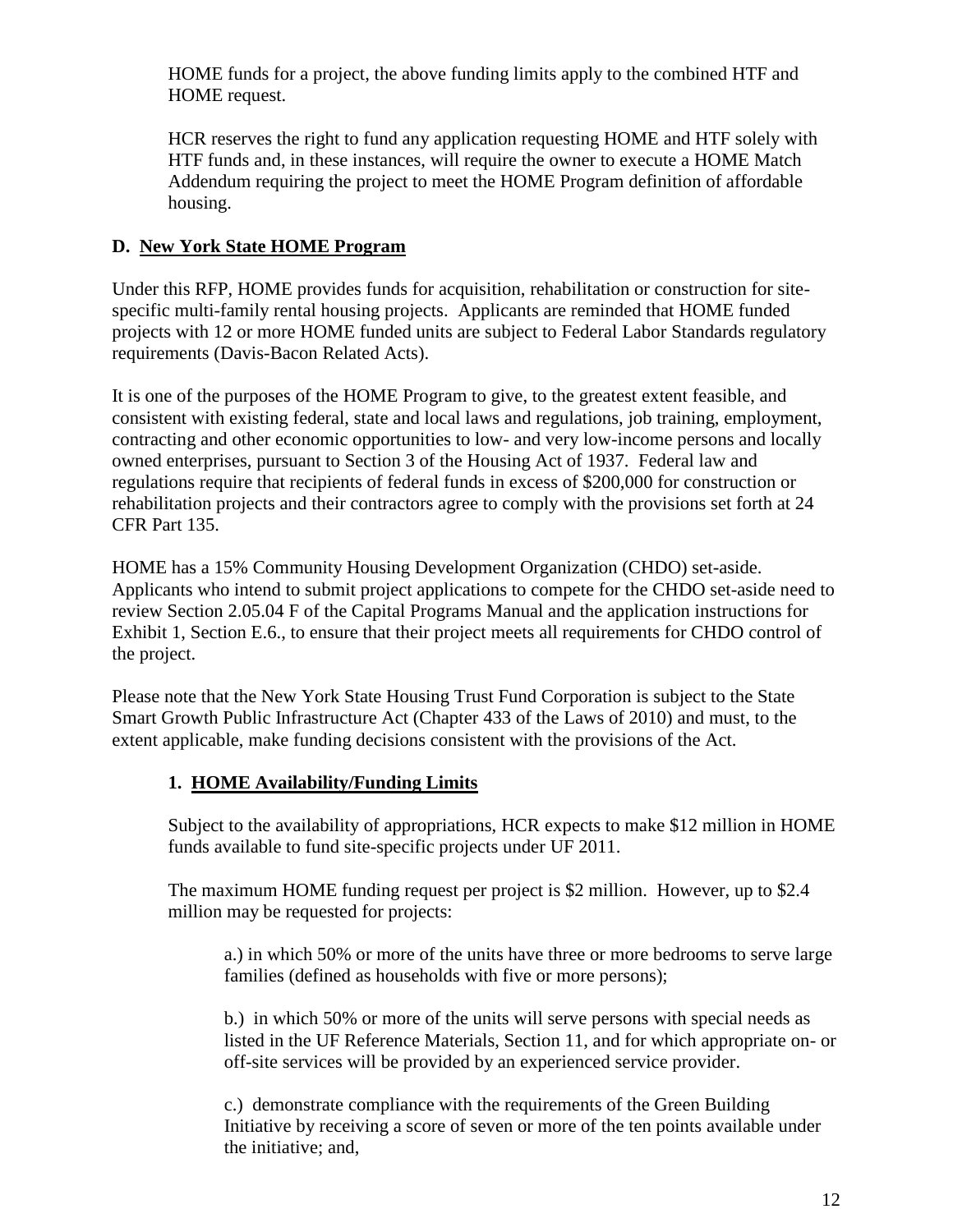HOME funds for a project, the above funding limits apply to the combined HTF and HOME request.

HCR reserves the right to fund any application requesting HOME and HTF solely with HTF funds and, in these instances, will require the owner to execute a HOME Match Addendum requiring the project to meet the HOME Program definition of affordable housing.

## D. New York State HOME Program

Under this RFP, HOME provides funds for acquisition, rehabilitation or construction for site-specific multi-family rental housing projects. Applicants are reminded that HOME funded projects with 12 or more HOME funded units are subject to Federal Labor Standards regulatory requirements (Davis-Bacon Related Acts).

It is one of the purposes of the HOME Program to give, to the greatest extent feasible, and consistent with existing federal, state and local laws and regulations, job training, employment, contracting and other economic opportunities to low- and very low-income persons and locally owned enterprises, pursuant to Section 3 of the Housing Act of 1937. Federal law and regulations require that recipients of federal funds in excess of \$200,000 for construction or rehabilitation projects and their contractors agree to comply with the provisions set forth at 24 CFR Part 135.

HOME has a 15% Community Housing Development Organization (CHDO) set-aside. Applicants who intend to submit project applications to compete for the CHDO set-aside need to review Section 2.05.04 F of the Capital Programs Manual and the application instructions for Exhibit 1, Section E.6., to ensure that their project meets all requirements for CHDO control of the project.

Please note that the New York State Housing Trust Fund Corporation is subject to the State Smart Growth Public Infrastructure Act (Chapter 433 of the Laws of 2010) and must, to the extent applicable, make funding decisions consistent with the provisions of the Act.

### 1. HOME Availability/Funding Limits

Subject to the availability of appropriations, HCR expects to make \$12 million in HOME funds available to fund site-specific projects under UF 2011.

The maximum HOME funding request per project is \$2 million. However, up to \$2.4 million may be requested for projects:

a.) in which 50% or more of the units have three or more bedrooms to serve large families (defined as households with five or more persons);

b.) in which 50% or more of the units will serve persons with special needs as listed in the UF Reference Materials, Section 11, and for which appropriate on- or off-site services will be provided by an experienced service provider.

c.) demonstrate compliance with the requirements of the Green Building Initiative by receiving a score of seven or more of the ten points available under the initiative; and,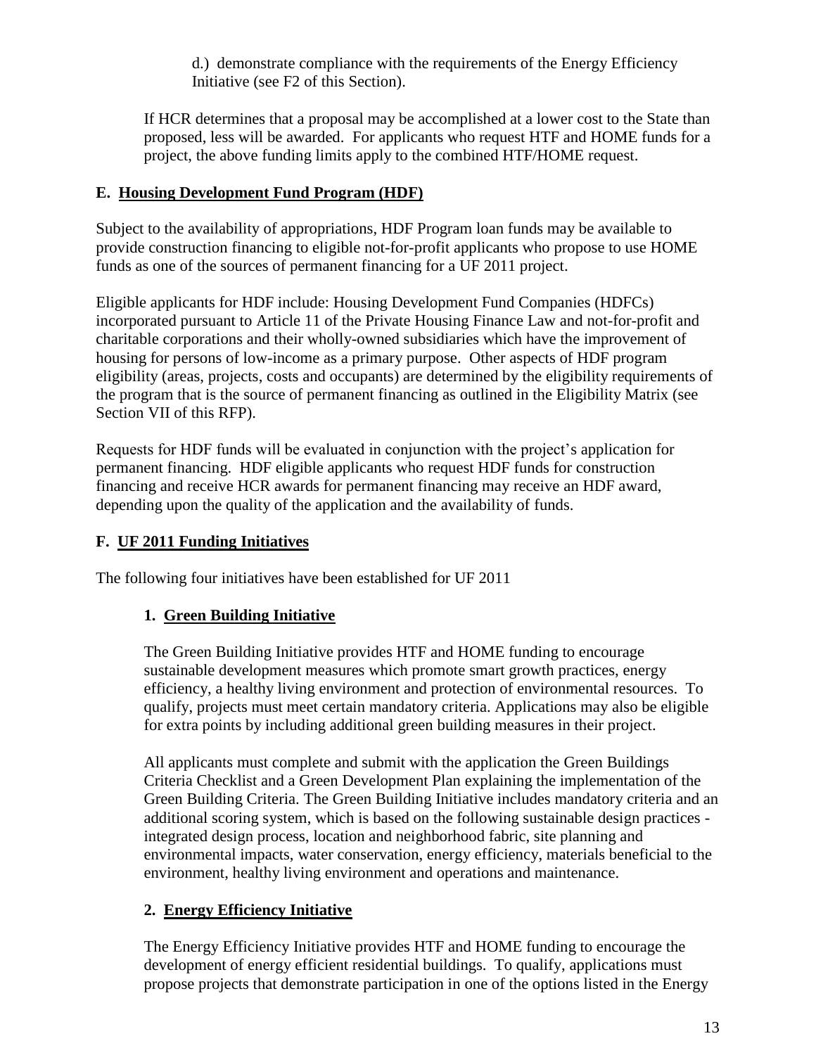d.) demonstrate compliance with the requirements of the Energy Efficiency Initiative (see F2 of this Section).

If HCR determines that a proposal may be accomplished at a lower cost to the State than proposed, less will be awarded. For applicants who request HTF and HOME funds for a project, the above funding limits apply to the combined HTF/HOME request.

## E. Housing Development Fund Program (HDF)

Subject to the availability of appropriations, HDF Program loan funds may be available to provide construction financing to eligible not-for-profit applicants who propose to use HOME funds as one of the sources of permanent financing for a UF 2011 project.

Eligible applicants for HDF include: Housing Development Fund Companies (HDFCs) incorporated pursuant to Article 11 of the Private Housing Finance Law and not-for-profit and charitable corporations and their wholly-owned subsidiaries which have the improvement of housing for persons of low-income as a primary purpose. Other aspects of HDF program eligibility (areas, projects, costs and occupants) are determined by the eligibility requirements of the program that is the source of permanent financing as outlined in the Eligibility Matrix (see Section VII of this RFP).

Requests for HDF funds will be evaluated in conjunction with the project's application for permanent financing. HDF eligible applicants who request HDF funds for construction financing and receive HCR awards for permanent financing may receive an HDF award, depending upon the quality of the application and the availability of funds.

## F. UF 2011 Funding Initiatives

The following four initiatives have been established for UF 2011

### 1. Green Building Initiative

The Green Building Initiative provides HTF and HOME funding to encourage sustainable development measures which promote smart growth practices, energy efficiency, a healthy living environment and protection of environmental resources. To qualify, projects must meet certain mandatory criteria. Applications may also be eligible for extra points by including additional green building measures in their project.

All applicants must complete and submit with the application the Green Buildings Criteria Checklist and a Green Development Plan explaining the implementation of the Green Building Criteria. The Green Building Initiative includes mandatory criteria and an additional scoring system, which is based on the following sustainable design practices - integrated design process, location and neighborhood fabric, site planning and environmental impacts, water conservation, energy efficiency, materials beneficial to the environment, healthy living environment and operations and maintenance.

### 2. Energy Efficiency Initiative

The Energy Efficiency Initiative provides HTF and HOME funding to encourage the development of energy efficient residential buildings. To qualify, applications must propose projects that demonstrate participation in one of the options listed in the Energy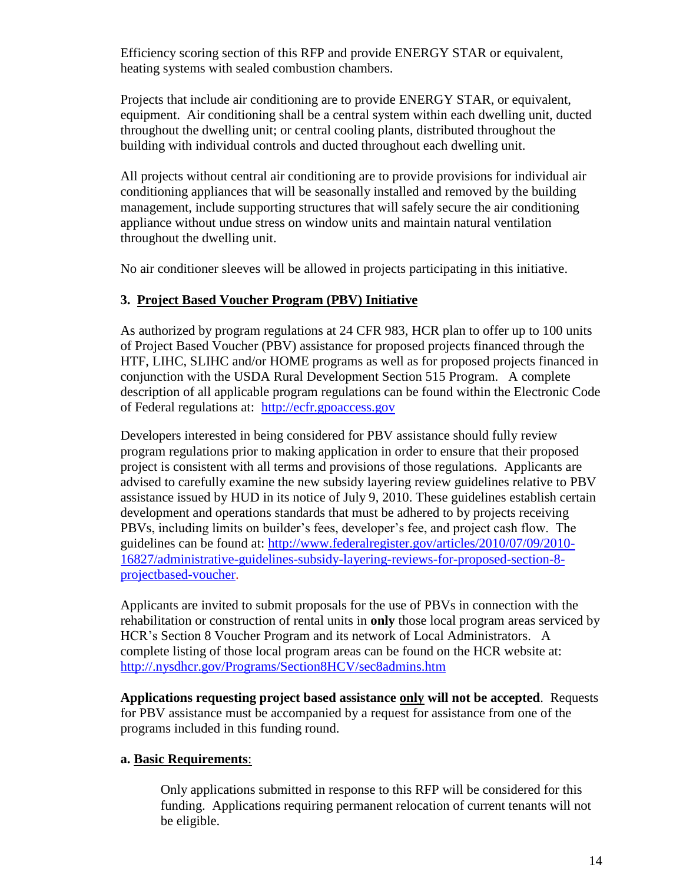Efficiency scoring section of this RFP and provide ENERGY STAR or equivalent, heating systems with sealed combustion chambers.

Projects that include air conditioning are to provide ENERGY STAR, or equivalent, equipment. Air conditioning shall be a central system within each dwelling unit, ducted throughout the dwelling unit; or central cooling plants, distributed throughout the building with individual controls and ducted throughout each dwelling unit.

All projects without central air conditioning are to provide provisions for individual air conditioning appliances that will be seasonally installed and removed by the building management, include supporting structures that will safely secure the air conditioning appliance without undue stress on window units and maintain natural ventilation throughout the dwelling unit.

No air conditioner sleeves will be allowed in projects participating in this initiative.

### 3. <u>Project Based Voucher Program (PBV) Initiative</u>

As authorized by program regulations at 24 CFR 983, HCR plan to offer up to 100 units of Project Based Voucher (PBV) assistance for proposed projects financed through the HTF, LIHC, SLIHC and/or HOME programs as well as for proposed projects financed in conjunction with the USDA Rural Development Section 515 Program. A complete description of all applicable program regulations can be found within the Electronic Code of Federal regulations at: [http://ecfr.gpoaccess.gov](http://ecfr.gpoaccess.gov)

Developers interested in being considered for PBV assistance should fully review program regulations prior to making application in order to ensure that their proposed project is consistent with all terms and provisions of those regulations. Applicants are advised to carefully examine the new subsidy layering review guidelines relative to PBV assistance issued by HUD in its notice of July 9, 2010. These guidelines establish certain development and operations standards that must be adhered to by projects receiving PBVs, including limits on builder's fees, developer's fee, and project cash flow. The guidelines can be found at: [http://www.federalregister.gov/articles/2010/07/09/2010-16827/administrative-guidelines-subsidy-layering-reviews-for-proposed-section-8-projectbased-voucher](http://www.federalregister.gov/articles/2010/07/09/2010-16827/administrative-guidelines-subsidy-layering-reviews-for-proposed-section-8-projectbased-voucher).

Applicants are invited to submit proposals for the use of PBVs in connection with the rehabilitation or construction of rental units in **only** those local program areas serviced by HCR's Section 8 Voucher Program and its network of Local Administrators. A complete listing of those local program areas can be found on the HCR website at: [http://.nysdhcr.gov/Programs/Section8HCV/sec8admins.htm](http://.nysdhcr.gov/Programs/Section8HCV/sec8admins.htm)

**Applications requesting project based assistance <u>only</u> will not be accepted**. Requests for PBV assistance must be accompanied by a request for assistance from one of the programs included in this funding round.

#### a. <u>Basic Requirements</u>:

Only applications submitted in response to this RFP will be considered for this funding. Applications requiring permanent relocation of current tenants will not be eligible.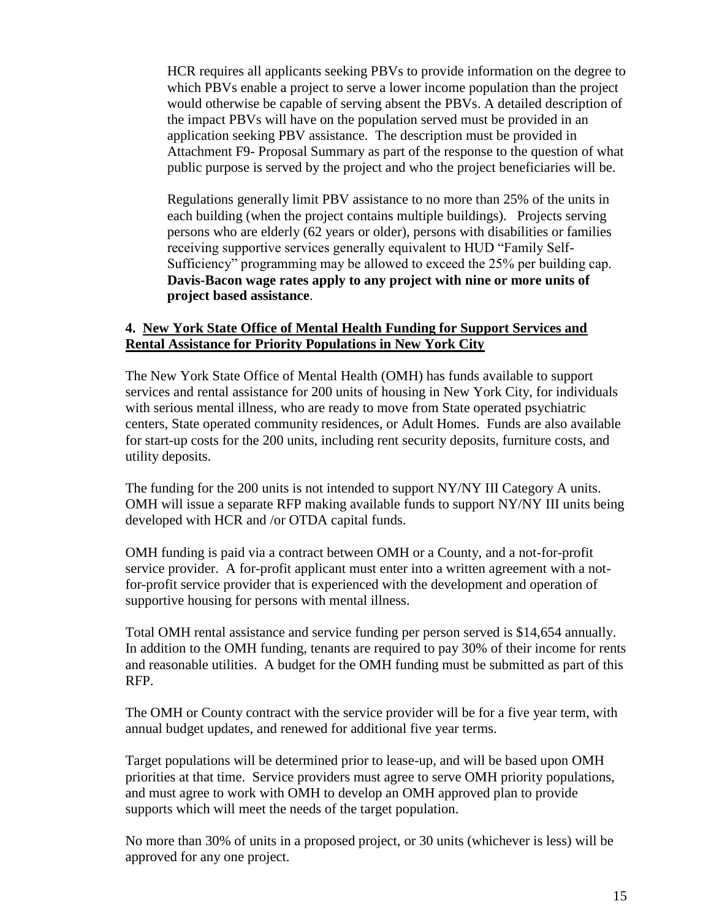HCR requires all applicants seeking PBVs to provide information on the degree to which PBVs enable a project to serve a lower income population than the project would otherwise be capable of serving absent the PBVs. A detailed description of the impact PBVs will have on the population served must be provided in an application seeking PBV assistance. The description must be provided in Attachment F9- Proposal Summary as part of the response to the question of what public purpose is served by the project and who the project beneficiaries will be.

Regulations generally limit PBV assistance to no more than 25% of the units in each building (when the project contains multiple buildings). Projects serving persons who are elderly (62 years or older), persons with disabilities or families receiving supportive services generally equivalent to HUD "Family Self-Sufficiency" programming may be allowed to exceed the 25% per building cap. **Davis-Bacon wage rates apply to any project with nine or more units of project based assistance**.

**4. New York State Office of Mental Health Funding for Support Services and Rental Assistance for Priority Populations in New York City**

The New York State Office of Mental Health (OMH) has funds available to support services and rental assistance for 200 units of housing in New York City, for individuals with serious mental illness, who are ready to move from State operated psychiatric centers, State operated community residences, or Adult Homes. Funds are also available for start-up costs for the 200 units, including rent security deposits, furniture costs, and utility deposits.

The funding for the 200 units is not intended to support NY/NY III Category A units. OMH will issue a separate RFP making available funds to support NY/NY III units being developed with HCR and /or OTDA capital funds.

OMH funding is paid via a contract between OMH or a County, and a not-for-profit service provider. A for-profit applicant must enter into a written agreement with a not-for-profit service provider that is experienced with the development and operation of supportive housing for persons with mental illness.

Total OMH rental assistance and service funding per person served is $14,654 annually. In addition to the OMH funding, tenants are required to pay 30% of their income for rents and reasonable utilities. A budget for the OMH funding must be submitted as part of this RFP.

The OMH or County contract with the service provider will be for a five year term, with annual budget updates, and renewed for additional five year terms.

Target populations will be determined prior to lease-up, and will be based upon OMH priorities at that time. Service providers must agree to serve OMH priority populations, and must agree to work with OMH to develop an OMH approved plan to provide supports which will meet the needs of the target population.

No more than 30% of units in a proposed project, or 30 units (whichever is less) will be approved for any one project.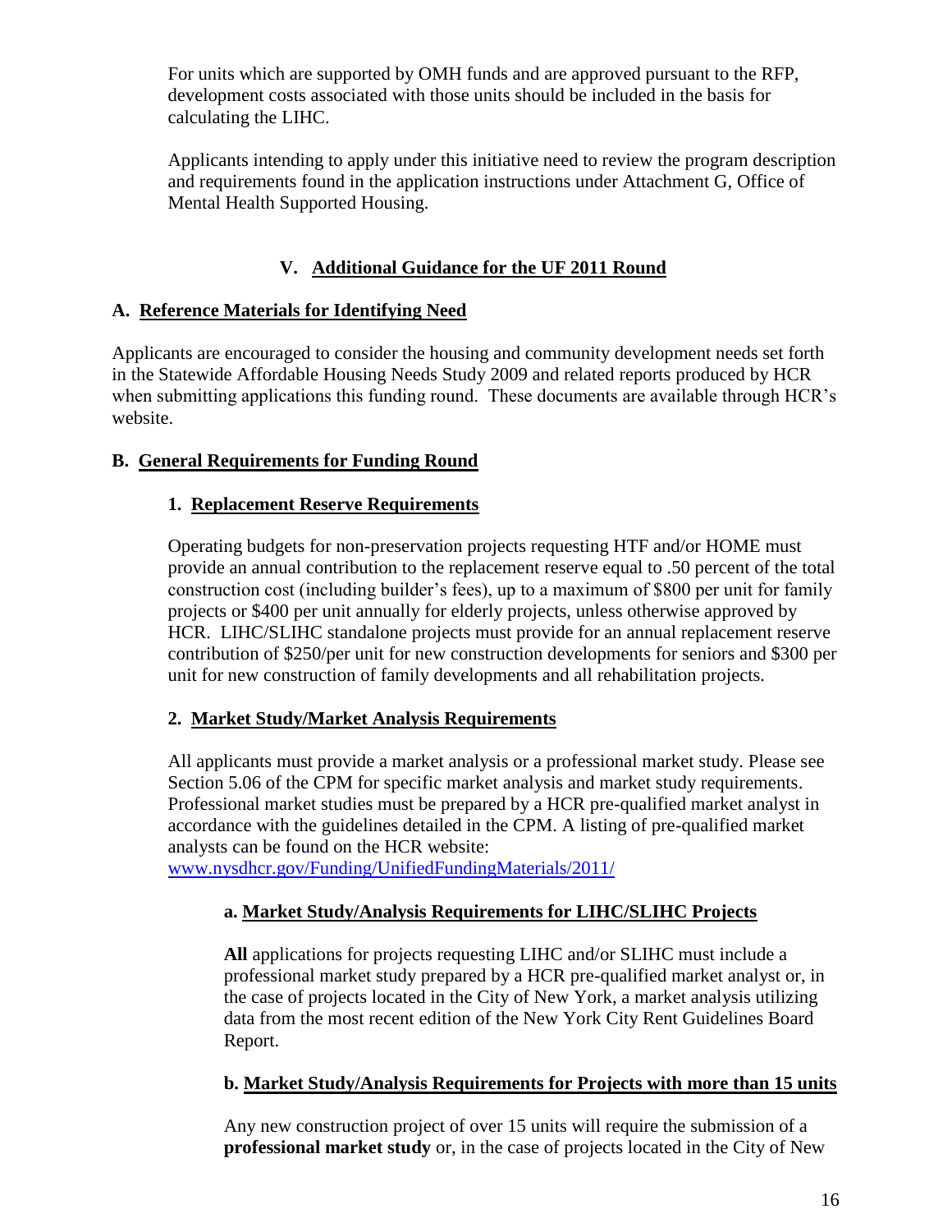For units which are supported by OMH funds and are approved pursuant to the RFP, development costs associated with those units should be included in the basis for calculating the LIHC.

Applicants intending to apply under this initiative need to review the program description and requirements found in the application instructions under Attachment G, Office of Mental Health Supported Housing.

## V. Additional Guidance for the UF 2011 Round

### A. Reference Materials for Identifying Need

Applicants are encouraged to consider the housing and community development needs set forth in the Statewide Affordable Housing Needs Study 2009 and related reports produced by HCR when submitting applications this funding round. These documents are available through HCR's website.

### B. General Requirements for Funding Round

#### 1. Replacement Reserve Requirements

Operating budgets for non-preservation projects requesting HTF and/or HOME must provide an annual contribution to the replacement reserve equal to .50 percent of the total construction cost (including builder's fees), up to a maximum of $800 per unit for family projects or $400 per unit annually for elderly projects, unless otherwise approved by HCR. LIHC/SLIHC standalone projects must provide for an annual replacement reserve contribution of $250/per unit for new construction developments for seniors and $300 per unit for new construction of family developments and all rehabilitation projects.

#### 2. Market Study/Market Analysis Requirements

All applicants must provide a market analysis or a professional market study. Please see Section 5.06 of the CPM for specific market analysis and market study requirements. Professional market studies must be prepared by a HCR pre-qualified market analyst in accordance with the guidelines detailed in the CPM. A listing of pre-qualified market analysts can be found on the HCR website: www.nysdhcr.gov/Funding/UnifiedFundingMaterials/2011/

##### a. Market Study/Analysis Requirements for LIHC/SLIHC Projects

**All** applications for projects requesting LIHC and/or SLIHC must include a professional market study prepared by a HCR pre-qualified market analyst or, in the case of projects located in the City of New York, a market analysis utilizing data from the most recent edition of the New York City Rent Guidelines Board Report.

##### b. Market Study/Analysis Requirements for Projects with more than 15 units

Any new construction project of over 15 units will require the submission of a **professional market study** or, in the case of projects located in the City of New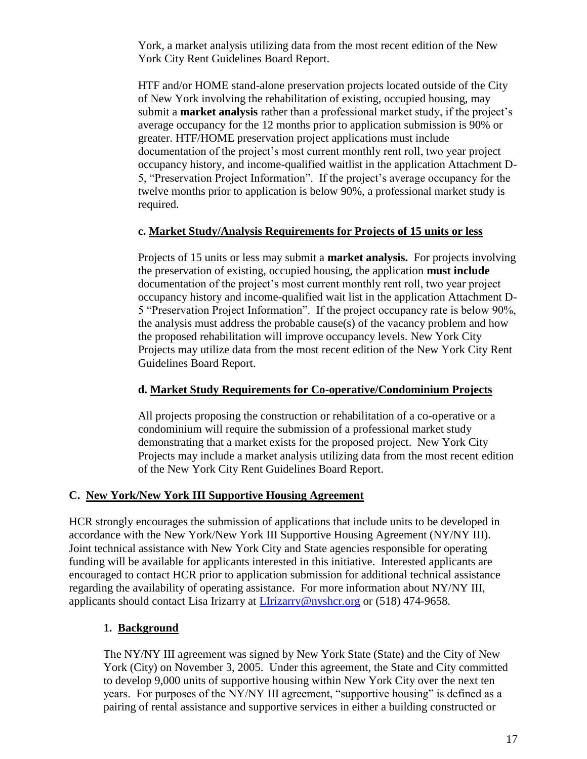York, a market analysis utilizing data from the most recent edition of the New York City Rent Guidelines Board Report.

HTF and/or HOME stand-alone preservation projects located outside of the City of New York involving the rehabilitation of existing, occupied housing, may submit a **market analysis** rather than a professional market study, if the project's average occupancy for the 12 months prior to application submission is 90% or greater. HTF/HOME preservation project applications must include documentation of the project's most current monthly rent roll, two year project occupancy history, and income-qualified waitlist in the application Attachment D-5, "Preservation Project Information". If the project's average occupancy for the twelve months prior to application is below 90%, a professional market study is required.

#### c. <u>Market Study/Analysis Requirements for Projects of 15 units or less</u>

Projects of 15 units or less may submit a **market analysis.** For projects involving the preservation of existing, occupied housing, the application **must include** documentation of the project's most current monthly rent roll, two year project occupancy history and income-qualified wait list in the application Attachment D-5 "Preservation Project Information". If the project occupancy rate is below 90%, the analysis must address the probable cause(s) of the vacancy problem and how the proposed rehabilitation will improve occupancy levels. New York City Projects may utilize data from the most recent edition of the New York City Rent Guidelines Board Report.

#### d. <u>Market Study Requirements for Co-operative/Condominium Projects</u>

All projects proposing the construction or rehabilitation of a co-operative or a condominium will require the submission of a professional market study demonstrating that a market exists for the proposed project. New York City Projects may include a market analysis utilizing data from the most recent edition of the New York City Rent Guidelines Board Report.

## C. <u>New York/New York III Supportive Housing Agreement</u>

HCR strongly encourages the submission of applications that include units to be developed in accordance with the New York/New York III Supportive Housing Agreement (NY/NY III). Joint technical assistance with New York City and State agencies responsible for operating funding will be available for applicants interested in this initiative. Interested applicants are encouraged to contact HCR prior to application submission for additional technical assistance regarding the availability of operating assistance. For more information about NY/NY III, applicants should contact Lisa Irizarry at LIrizarry@nyshcr.org or (518) 474-9658.

### 1. <u>Background</u>

The NY/NY III agreement was signed by New York State (State) and the City of New York (City) on November 3, 2005. Under this agreement, the State and City committed to develop 9,000 units of supportive housing within New York City over the next ten years. For purposes of the NY/NY III agreement, "supportive housing" is defined as a pairing of rental assistance and supportive services in either a building constructed or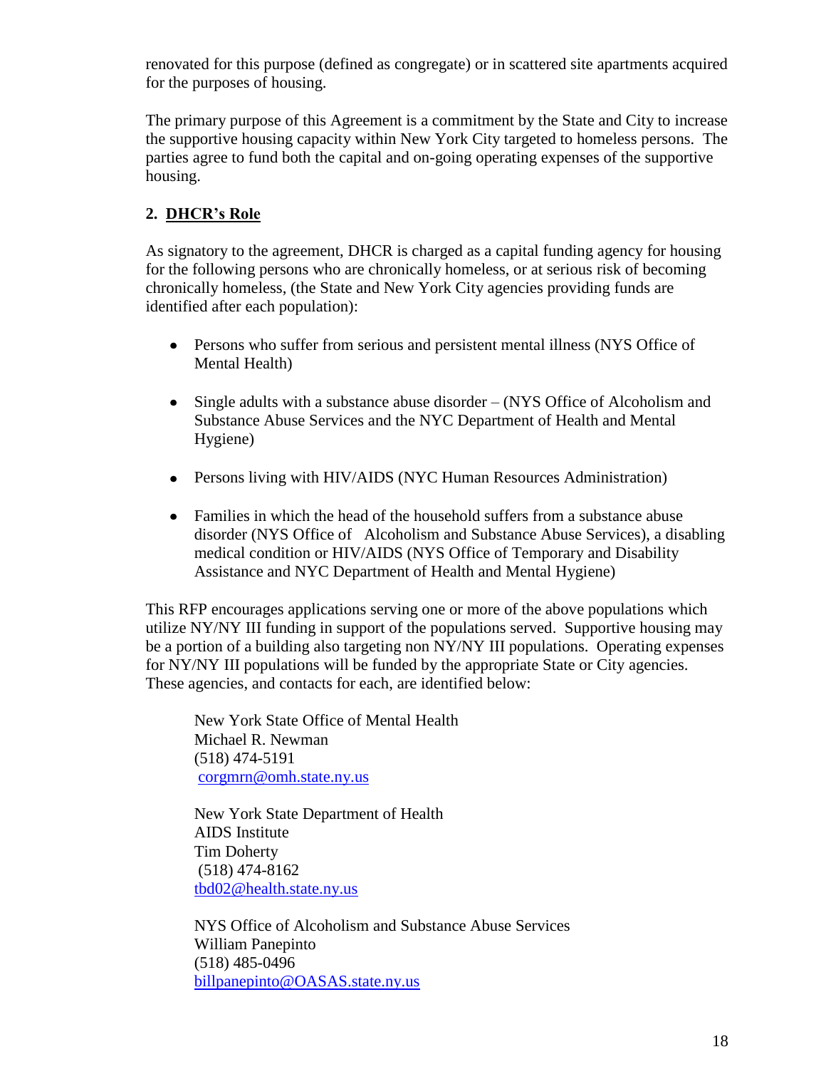renovated for this purpose (defined as congregate) or in scattered site apartments acquired for the purposes of housing.

The primary purpose of this Agreement is a commitment by the State and City to increase the supportive housing capacity within New York City targeted to homeless persons. The parties agree to fund both the capital and on-going operating expenses of the supportive housing.

## 2. DHCR's Role

As signatory to the agreement, DHCR is charged as a capital funding agency for housing for the following persons who are chronically homeless, or at serious risk of becoming chronically homeless, (the State and New York City agencies providing funds are identified after each population):

- Persons who suffer from serious and persistent mental illness (NYS Office of Mental Health)
- Single adults with a substance abuse disorder – (NYS Office of Alcoholism and Substance Abuse Services and the NYC Department of Health and Mental Hygiene)
- Persons living with HIV/AIDS (NYC Human Resources Administration)
- Families in which the head of the household suffers from a substance abuse disorder (NYS Office of Alcoholism and Substance Abuse Services), a disabling medical condition or HIV/AIDS (NYS Office of Temporary and Disability Assistance and NYC Department of Health and Mental Hygiene)

This RFP encourages applications serving one or more of the above populations which utilize NY/NY III funding in support of the populations served. Supportive housing may be a portion of a building also targeting non NY/NY III populations. Operating expenses for NY/NY III populations will be funded by the appropriate State or City agencies. These agencies, and contacts for each, are identified below:

New York State Office of Mental Health
Michael R. Newman
(518) 474-5191
corgmrn@omh.state.ny.us

New York State Department of Health
AIDS Institute
Tim Doherty
(518) 474-8162
tbd02@health.state.ny.us

NYS Office of Alcoholism and Substance Abuse Services
William Panepinto
(518) 485-0496
billpanepinto@OASAS.state.ny.us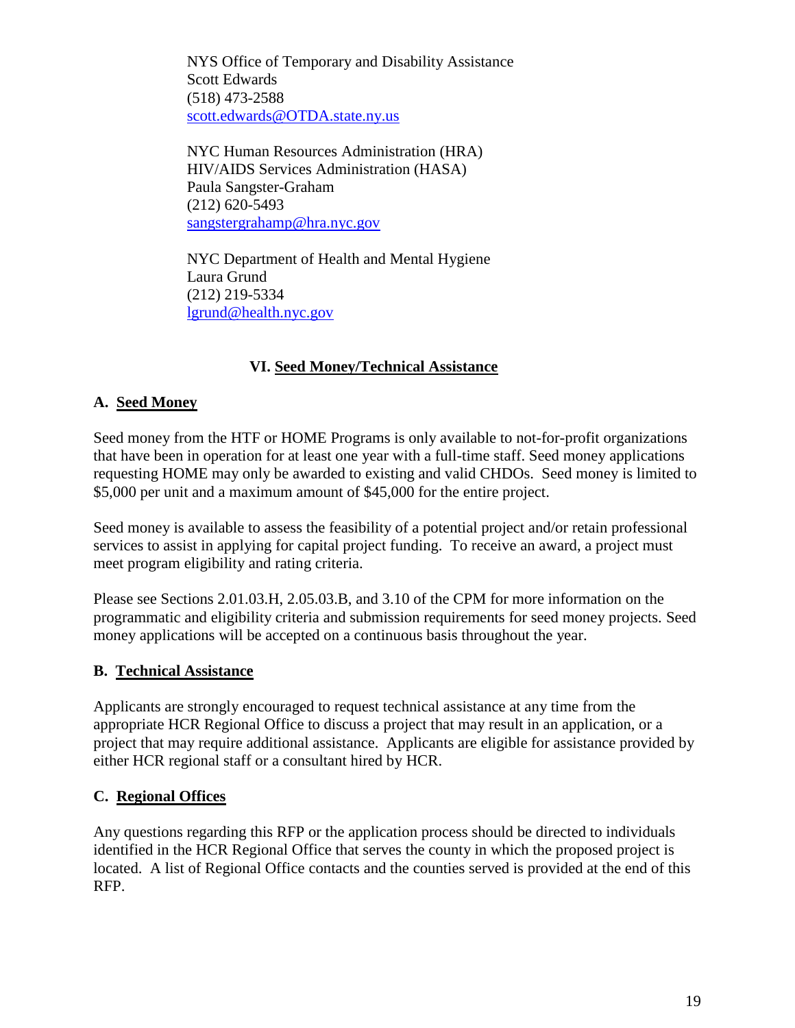NYS Office of Temporary and Disability Assistance
Scott Edwards
(518) 473-2588
scott.edwards@OTDA.state.ny.us

NYC Human Resources Administration (HRA)
HIV/AIDS Services Administration (HASA)
Paula Sangster-Graham
(212) 620-5493
sangstergrahamp@hra.nyc.gov

NYC Department of Health and Mental Hygiene
Laura Grund
(212) 219-5334
lgrund@health.nyc.gov

## VI. Seed Money/Technical Assistance

### A. Seed Money

Seed money from the HTF or HOME Programs is only available to not-for-profit organizations that have been in operation for at least one year with a full-time staff. Seed money applications requesting HOME may only be awarded to existing and valid CHDOs. Seed money is limited to $5,000 per unit and a maximum amount of $45,000 for the entire project.

Seed money is available to assess the feasibility of a potential project and/or retain professional services to assist in applying for capital project funding. To receive an award, a project must meet program eligibility and rating criteria.

Please see Sections 2.01.03.H, 2.05.03.B, and 3.10 of the CPM for more information on the programmatic and eligibility criteria and submission requirements for seed money projects. Seed money applications will be accepted on a continuous basis throughout the year.

### B. Technical Assistance

Applicants are strongly encouraged to request technical assistance at any time from the appropriate HCR Regional Office to discuss a project that may result in an application, or a project that may require additional assistance. Applicants are eligible for assistance provided by either HCR regional staff or a consultant hired by HCR.

### C. Regional Offices

Any questions regarding this RFP or the application process should be directed to individuals identified in the HCR Regional Office that serves the county in which the proposed project is located. A list of Regional Office contacts and the counties served is provided at the end of this RFP.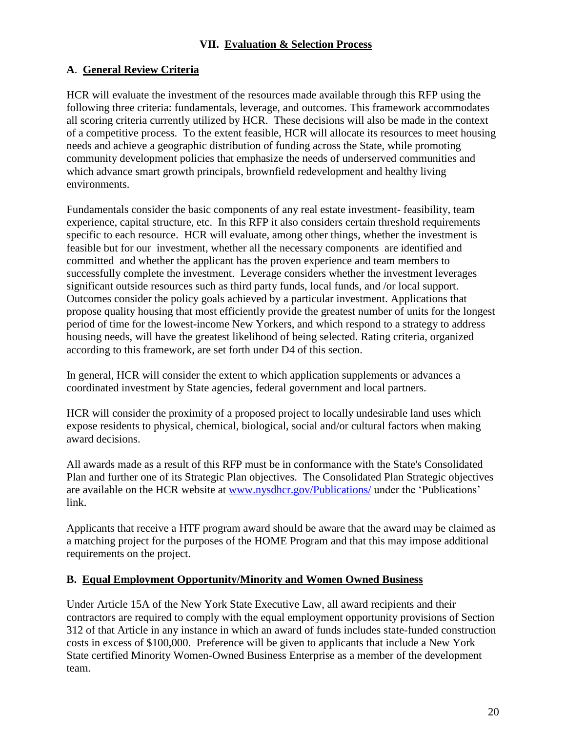## VII. Evaluation & Selection Process

### A. General Review Criteria

HCR will evaluate the investment of the resources made available through this RFP using the following three criteria: fundamentals, leverage, and outcomes. This framework accommodates all scoring criteria currently utilized by HCR. These decisions will also be made in the context of a competitive process. To the extent feasible, HCR will allocate its resources to meet housing needs and achieve a geographic distribution of funding across the State, while promoting community development policies that emphasize the needs of underserved communities and which advance smart growth principals, brownfield redevelopment and healthy living environments.

Fundamentals consider the basic components of any real estate investment- feasibility, team experience, capital structure, etc. In this RFP it also considers certain threshold requirements specific to each resource. HCR will evaluate, among other things, whether the investment is feasible but for our investment, whether all the necessary components are identified and committed and whether the applicant has the proven experience and team members to successfully complete the investment. Leverage considers whether the investment leverages significant outside resources such as third party funds, local funds, and /or local support. Outcomes consider the policy goals achieved by a particular investment. Applications that propose quality housing that most efficiently provide the greatest number of units for the longest period of time for the lowest-income New Yorkers, and which respond to a strategy to address housing needs, will have the greatest likelihood of being selected. Rating criteria, organized according to this framework, are set forth under D4 of this section.

In general, HCR will consider the extent to which application supplements or advances a coordinated investment by State agencies, federal government and local partners.

HCR will consider the proximity of a proposed project to locally undesirable land uses which expose residents to physical, chemical, biological, social and/or cultural factors when making award decisions.

All awards made as a result of this RFP must be in conformance with the State's Consolidated Plan and further one of its Strategic Plan objectives. The Consolidated Plan Strategic objectives are available on the HCR website at [www.nysdhcr.gov/Publications/](www.nysdhcr.gov/Publications/) under the 'Publications' link.

Applicants that receive a HTF program award should be aware that the award may be claimed as a matching project for the purposes of the HOME Program and that this may impose additional requirements on the project.

### B. Equal Employment Opportunity/Minority and Women Owned Business

Under Article 15A of the New York State Executive Law, all award recipients and their contractors are required to comply with the equal employment opportunity provisions of Section 312 of that Article in any instance in which an award of funds includes state-funded construction costs in excess of $100,000. Preference will be given to applicants that include a New York State certified Minority Women-Owned Business Enterprise as a member of the development team.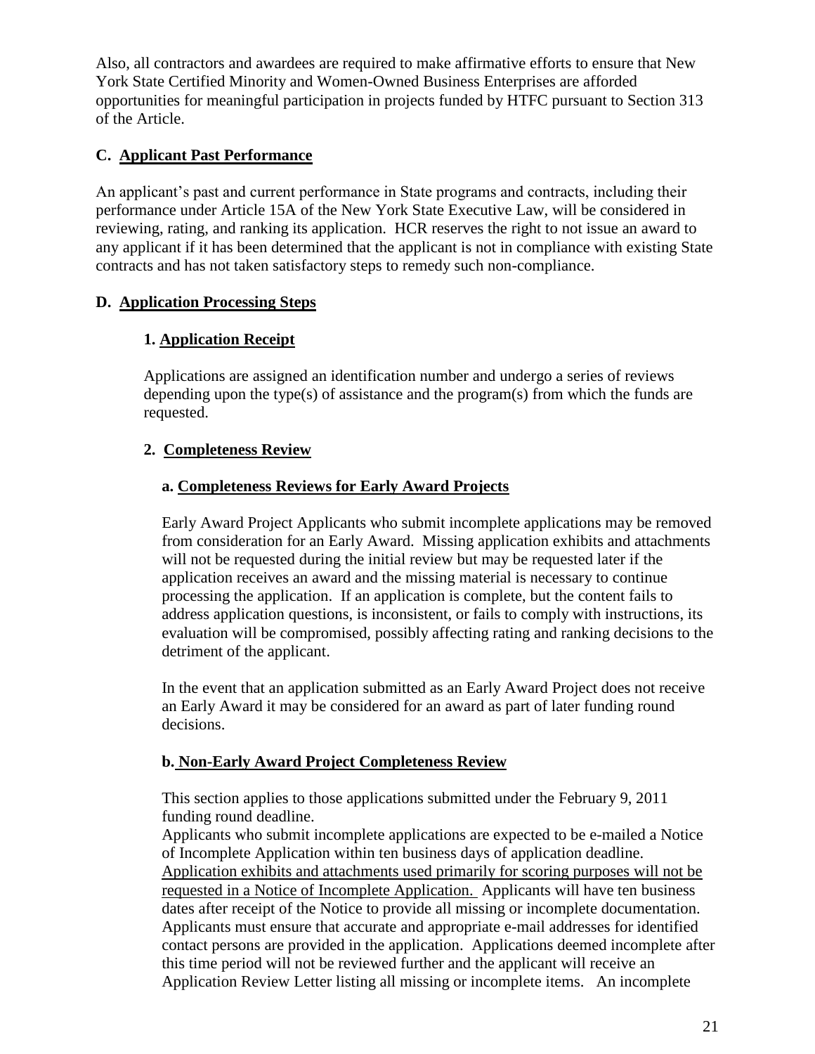Also, all contractors and awardees are required to make affirmative efforts to ensure that New York State Certified Minority and Women-Owned Business Enterprises are afforded opportunities for meaningful participation in projects funded by HTFC pursuant to Section 313 of the Article.

### C. Applicant Past Performance

An applicant's past and current performance in State programs and contracts, including their performance under Article 15A of the New York State Executive Law, will be considered in reviewing, rating, and ranking its application. HCR reserves the right to not issue an award to any applicant if it has been determined that the applicant is not in compliance with existing State contracts and has not taken satisfactory steps to remedy such non-compliance.

### D. Application Processing Steps

#### 1. Application Receipt

Applications are assigned an identification number and undergo a series of reviews depending upon the type(s) of assistance and the program(s) from which the funds are requested.

#### 2. Completeness Review

##### a. Completeness Reviews for Early Award Projects

Early Award Project Applicants who submit incomplete applications may be removed from consideration for an Early Award. Missing application exhibits and attachments will not be requested during the initial review but may be requested later if the application receives an award and the missing material is necessary to continue processing the application. If an application is complete, but the content fails to address application questions, is inconsistent, or fails to comply with instructions, its evaluation will be compromised, possibly affecting rating and ranking decisions to the detriment of the applicant.

In the event that an application submitted as an Early Award Project does not receive an Early Award it may be considered for an award as part of later funding round decisions.

##### b. Non-Early Award Project Completeness Review

This section applies to those applications submitted under the February 9, 2011 funding round deadline.
Applicants who submit incomplete applications are expected to be e-mailed a Notice of Incomplete Application within ten business days of application deadline. <u>Application exhibits and attachments used primarily for scoring purposes will not be requested in a Notice of Incomplete Application.</u> Applicants will have ten business dates after receipt of the Notice to provide all missing or incomplete documentation. Applicants must ensure that accurate and appropriate e-mail addresses for identified contact persons are provided in the application. Applications deemed incomplete after this time period will not be reviewed further and the applicant will receive an Application Review Letter listing all missing or incomplete items. An incomplete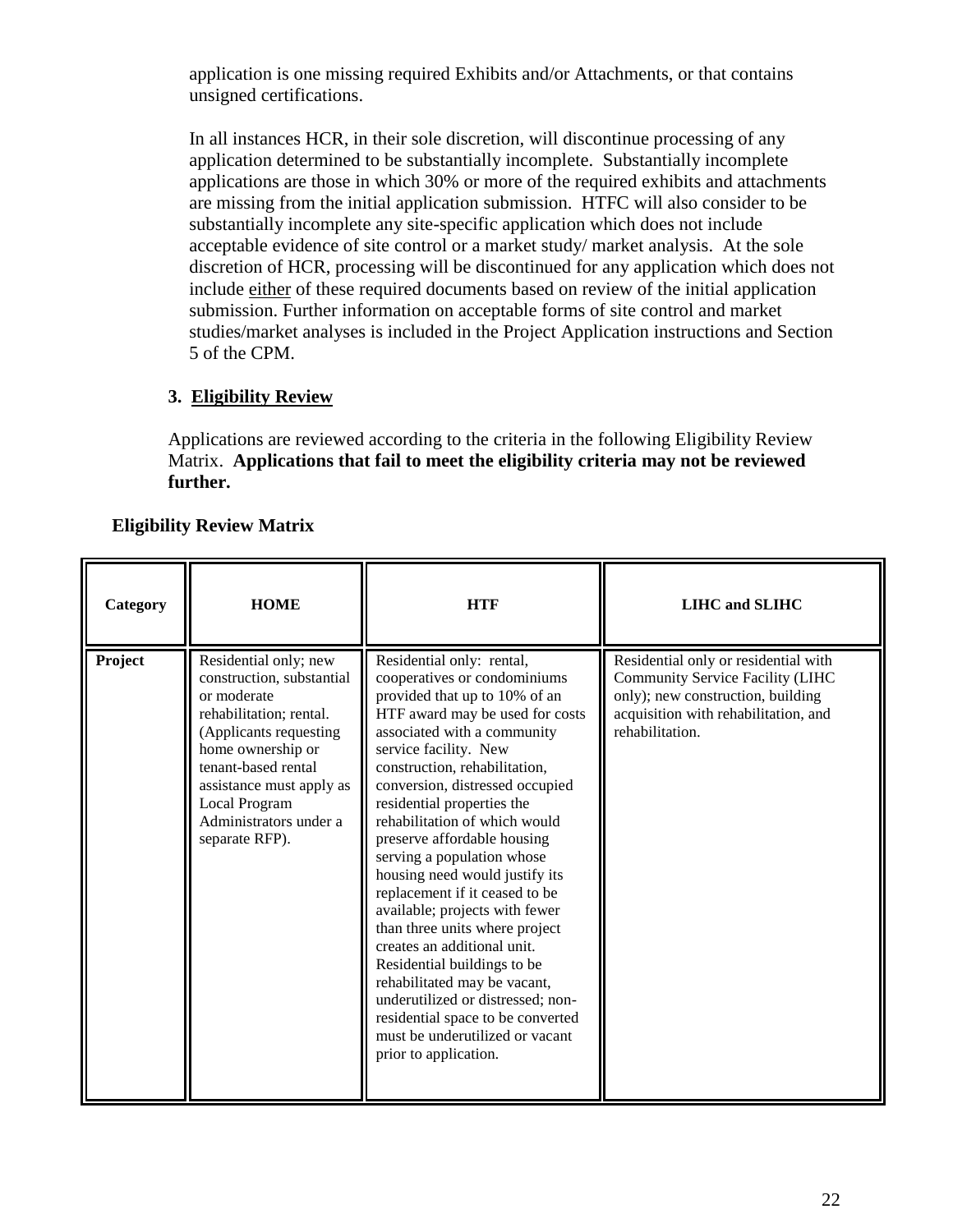application is one missing required Exhibits and/or Attachments, or that contains unsigned certifications.

In all instances HCR, in their sole discretion, will discontinue processing of any application determined to be substantially incomplete. Substantially incomplete applications are those in which 30% or more of the required exhibits and attachments are missing from the initial application submission. HTFC will also consider to be substantially incomplete any site-specific application which does not include acceptable evidence of site control or a market study/ market analysis. At the sole discretion of HCR, processing will be discontinued for any application which does not include either of these required documents based on review of the initial application submission. Further information on acceptable forms of site control and market studies/market analyses is included in the Project Application instructions and Section 5 of the CPM.

### 3. Eligibility Review

Applications are reviewed according to the criteria in the following Eligibility Review Matrix. **Applications that fail to meet the eligibility criteria may not be reviewed further.**

**Eligibility Review Matrix**

| Category | HOME | HTF | LIHC and SLIHC |
|---|---|---|---|
| **Project** | Residential only; new construction, substantial or moderate rehabilitation; rental. (Applicants requesting home ownership or tenant-based rental assistance must apply as Local Program Administrators under a separate RFP). | Residential only: rental, cooperatives or condominiums provided that up to 10% of an HTF award may be used for costs associated with a community service facility. New construction, rehabilitation, conversion, distressed occupied residential properties the rehabilitation of which would preserve affordable housing serving a population whose housing need would justify its replacement if it ceased to be available; projects with fewer than three units where project creates an additional unit. Residential buildings to be rehabilitated may be vacant, underutilized or distressed; non-residential space to be converted must be underutilized or vacant prior to application. | Residential only or residential with Community Service Facility (LIHC only); new construction, building acquisition with rehabilitation, and rehabilitation. |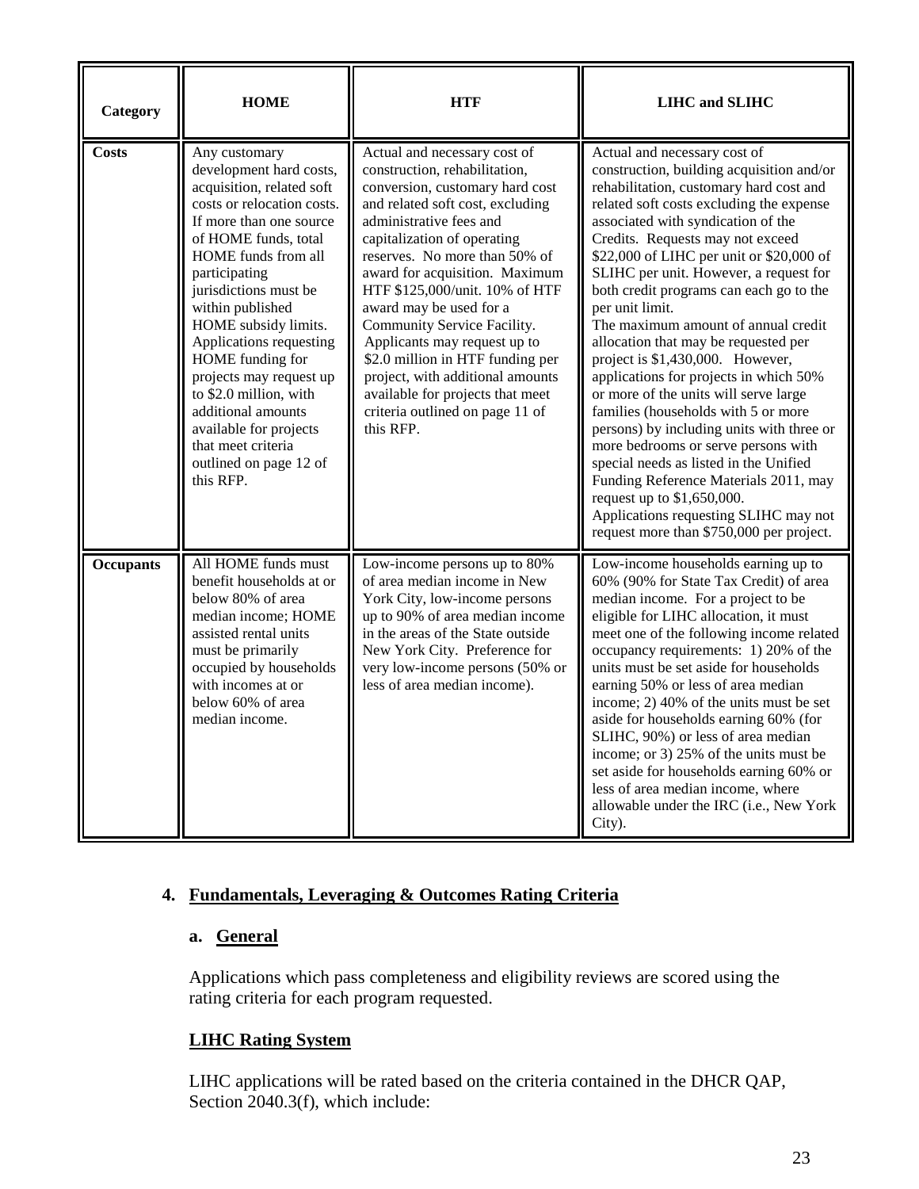| Category | HOME | HTF | LIHC and SLIHC |
|---|---|---|---|
| **Costs** | Any customary development hard costs, acquisition, related soft costs or relocation costs. If more than one source of HOME funds, total HOME funds from all participating jurisdictions must be within published HOME subsidy limits. Applications requesting HOME funding for projects may request up to $2.0 million, with additional amounts available for projects that meet criteria outlined on page 12 of this RFP. | Actual and necessary cost of construction, rehabilitation, conversion, customary hard cost and related soft cost, excluding administrative fees and capitalization of operating reserves. No more than 50% of award for acquisition. Maximum HTF $125,000/unit. 10% of HTF award may be used for a Community Service Facility. Applicants may request up to $2.0 million in HTF funding per project, with additional amounts available for projects that meet criteria outlined on page 11 of this RFP. | Actual and necessary cost of construction, building acquisition and/or rehabilitation, customary hard cost and related soft costs excluding the expense associated with syndication of the Credits. Requests may not exceed $22,000 of LIHC per unit or $20,000 of SLIHC per unit. However, a request for both credit programs can each go to the per unit limit. The maximum amount of annual credit allocation that may be requested per project is $1,430,000. However, applications for projects in which 50% or more of the units will serve large families (households with 5 or more persons) by including units with three or more bedrooms or serve persons with special needs as listed in the Unified Funding Reference Materials 2011, may request up to $1,650,000. Applications requesting SLIHC may not request more than $750,000 per project. |
| **Occupants** | All HOME funds must benefit households at or below 80% of area median income; HOME assisted rental units must be primarily occupied by households with incomes at or below 60% of area median income. | Low-income persons up to 80% of area median income in New York City, low-income persons up to 90% of area median income in the areas of the State outside New York City. Preference for very low-income persons (50% or less of area median income). | Low-income households earning up to 60% (90% for State Tax Credit) of area median income. For a project to be eligible for LIHC allocation, it must meet one of the following income related occupancy requirements: 1) 20% of the units must be set aside for households earning 50% or less of area median income; 2) 40% of the units must be set aside for households earning 60% (for SLIHC, 90%) or less of area median income; or 3) 25% of the units must be set aside for households earning 60% or less of area median income, where allowable under the IRC (i.e., New York City). |

## 4. Fundamentals, Leveraging & Outcomes Rating Criteria

### a. General

Applications which pass completeness and eligibility reviews are scored using the rating criteria for each program requested.

**LIHC Rating System**

LIHC applications will be rated based on the criteria contained in the DHCR QAP, Section 2040.3(f), which include: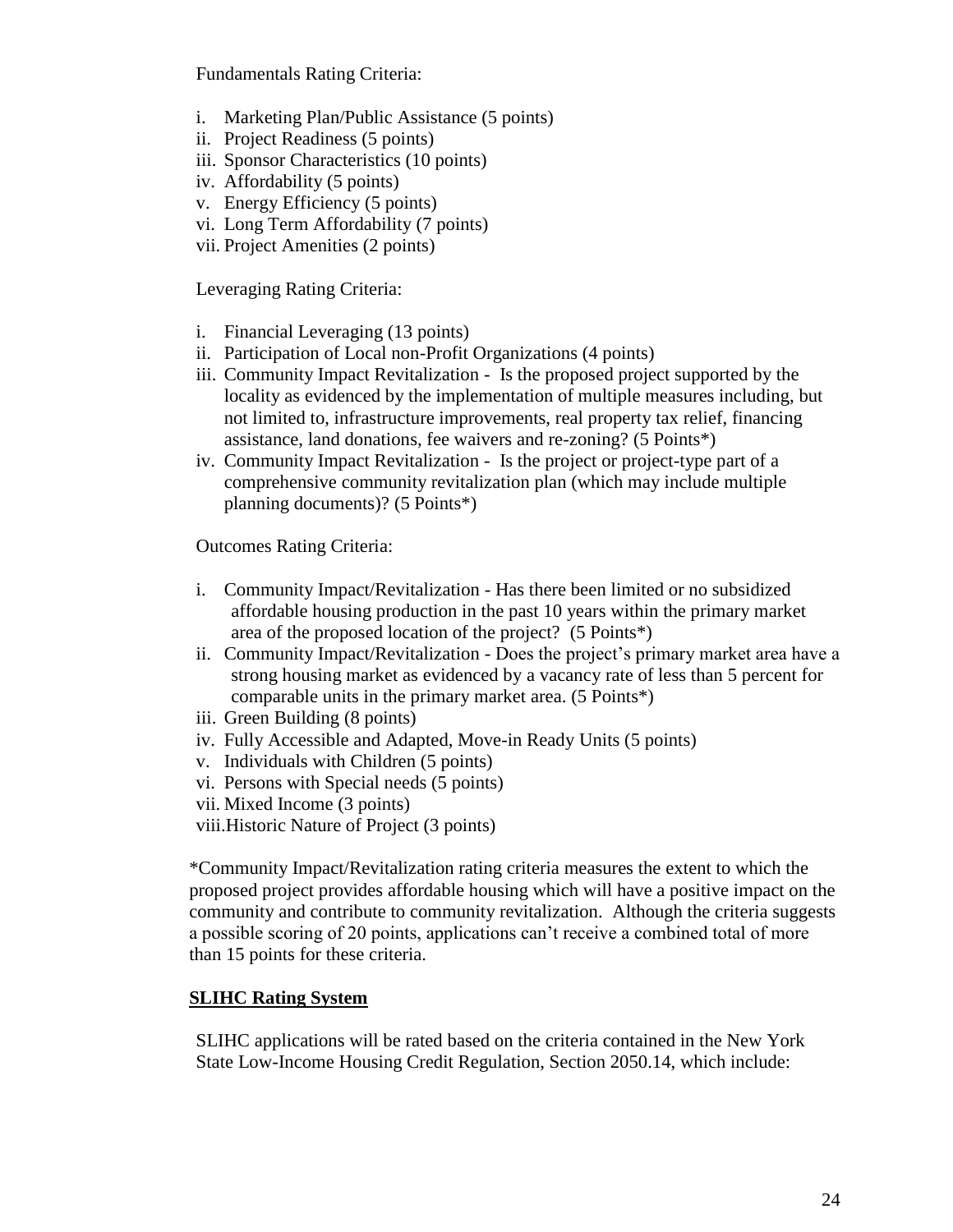Fundamentals Rating Criteria:

i. Marketing Plan/Public Assistance (5 points)
ii. Project Readiness (5 points)
iii. Sponsor Characteristics (10 points)
iv. Affordability (5 points)
v. Energy Efficiency (5 points)
vi. Long Term Affordability (7 points)
vii. Project Amenities (2 points)

Leveraging Rating Criteria:

i. Financial Leveraging (13 points)
ii. Participation of Local non-Profit Organizations (4 points)
iii. Community Impact Revitalization - Is the proposed project supported by the locality as evidenced by the implementation of multiple measures including, but not limited to, infrastructure improvements, real property tax relief, financing assistance, land donations, fee waivers and re-zoning? (5 Points*)
iv. Community Impact Revitalization - Is the project or project-type part of a comprehensive community revitalization plan (which may include multiple planning documents)? (5 Points*)

Outcomes Rating Criteria:

i. Community Impact/Revitalization - Has there been limited or no subsidized affordable housing production in the past 10 years within the primary market area of the proposed location of the project? (5 Points*)
ii. Community Impact/Revitalization - Does the project's primary market area have a strong housing market as evidenced by a vacancy rate of less than 5 percent for comparable units in the primary market area. (5 Points*)
iii. Green Building (8 points)
iv. Fully Accessible and Adapted, Move-in Ready Units (5 points)
v. Individuals with Children (5 points)
vi. Persons with Special needs (5 points)
vii. Mixed Income (3 points)
viii. Historic Nature of Project (3 points)

*Community Impact/Revitalization rating criteria measures the extent to which the proposed project provides affordable housing which will have a positive impact on the community and contribute to community revitalization. Although the criteria suggests a possible scoring of 20 points, applications can't receive a combined total of more than 15 points for these criteria.

**SLIHC Rating System**

SLIHC applications will be rated based on the criteria contained in the New York State Low-Income Housing Credit Regulation, Section 2050.14, which include: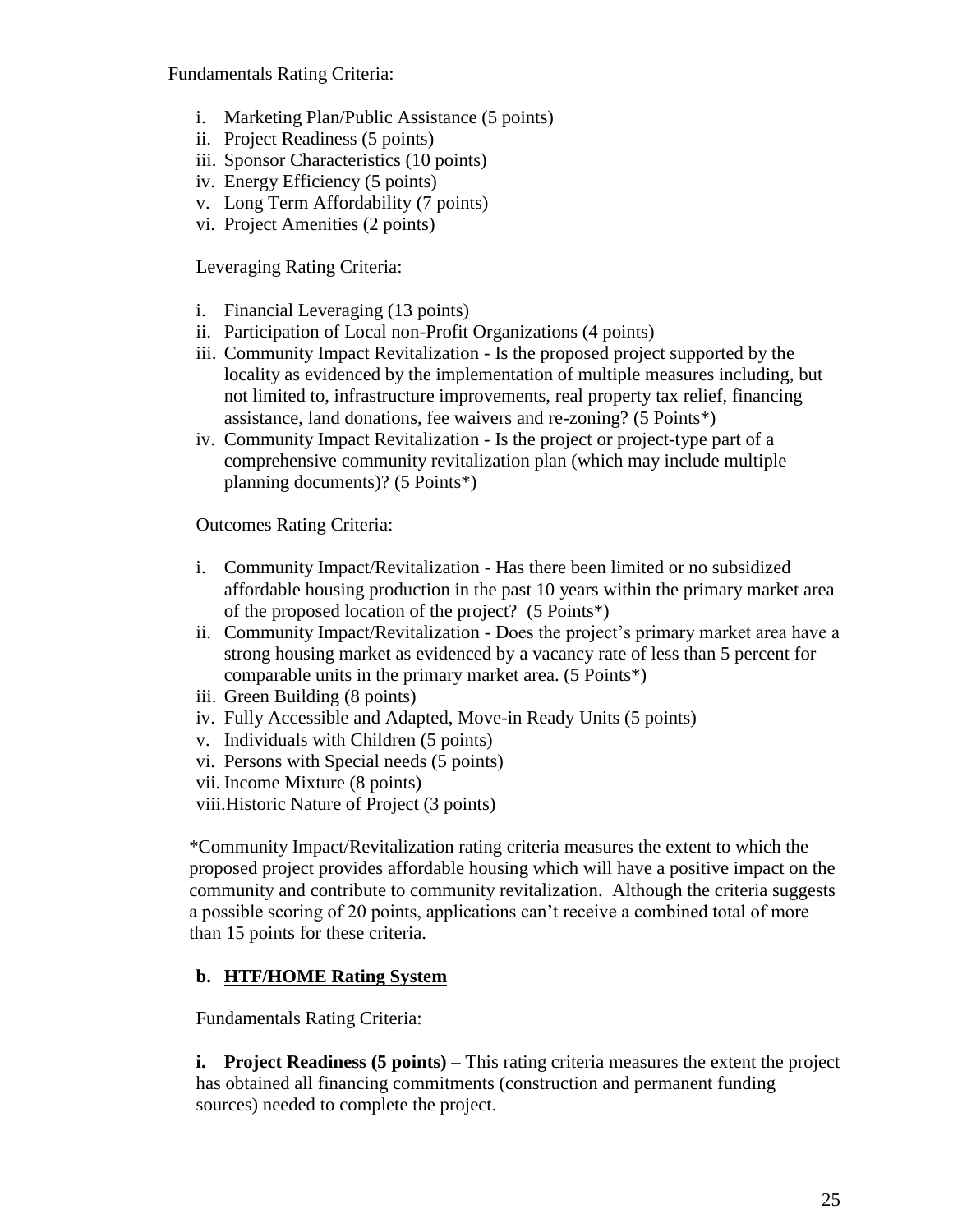Fundamentals Rating Criteria:

i. Marketing Plan/Public Assistance (5 points)
ii. Project Readiness (5 points)
iii. Sponsor Characteristics (10 points)
iv. Energy Efficiency (5 points)
v. Long Term Affordability (7 points)
vi. Project Amenities (2 points)

Leveraging Rating Criteria:

i. Financial Leveraging (13 points)
ii. Participation of Local non-Profit Organizations (4 points)
iii. Community Impact Revitalization - Is the proposed project supported by the locality as evidenced by the implementation of multiple measures including, but not limited to, infrastructure improvements, real property tax relief, financing assistance, land donations, fee waivers and re-zoning? (5 Points*)
iv. Community Impact Revitalization - Is the project or project-type part of a comprehensive community revitalization plan (which may include multiple planning documents)? (5 Points*)

Outcomes Rating Criteria:

i. Community Impact/Revitalization - Has there been limited or no subsidized affordable housing production in the past 10 years within the primary market area of the proposed location of the project? (5 Points*)
ii. Community Impact/Revitalization - Does the project's primary market area have a strong housing market as evidenced by a vacancy rate of less than 5 percent for comparable units in the primary market area. (5 Points*)
iii. Green Building (8 points)
iv. Fully Accessible and Adapted, Move-in Ready Units (5 points)
v. Individuals with Children (5 points)
vi. Persons with Special needs (5 points)
vii. Income Mixture (8 points)
viii. Historic Nature of Project (3 points)

*Community Impact/Revitalization rating criteria measures the extent to which the proposed project provides affordable housing which will have a positive impact on the community and contribute to community revitalization. Although the criteria suggests a possible scoring of 20 points, applications can't receive a combined total of more than 15 points for these criteria.

**b. HTF/HOME Rating System**

Fundamentals Rating Criteria:

**i. Project Readiness (5 points)** – This rating criteria measures the extent the project has obtained all financing commitments (construction and permanent funding sources) needed to complete the project.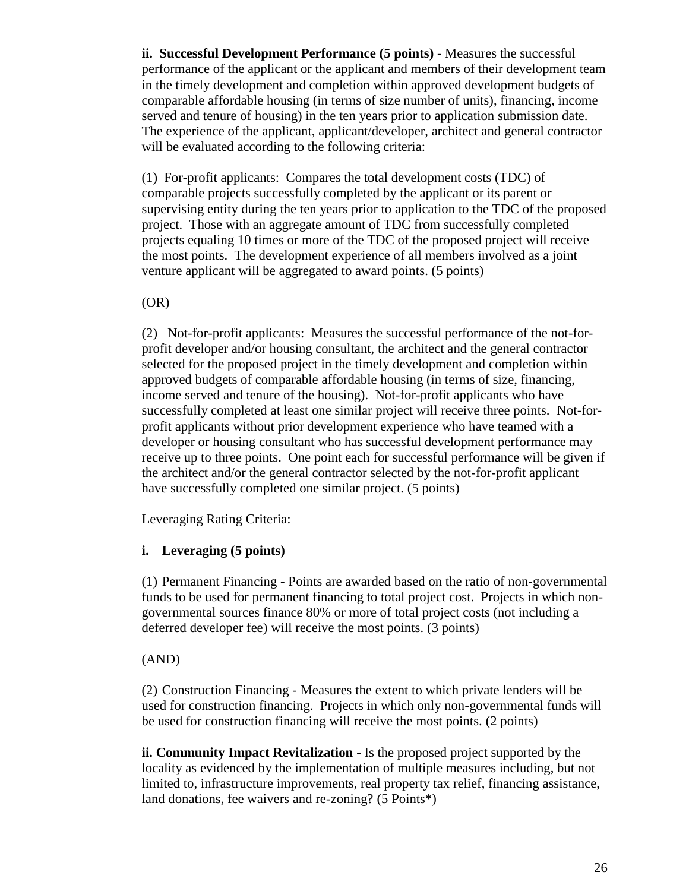**ii. Successful Development Performance (5 points)** - Measures the successful performance of the applicant or the applicant and members of their development team in the timely development and completion within approved development budgets of comparable affordable housing (in terms of size number of units), financing, income served and tenure of housing) in the ten years prior to application submission date. The experience of the applicant, applicant/developer, architect and general contractor will be evaluated according to the following criteria:

(1) For-profit applicants: Compares the total development costs (TDC) of comparable projects successfully completed by the applicant or its parent or supervising entity during the ten years prior to application to the TDC of the proposed project. Those with an aggregate amount of TDC from successfully completed projects equaling 10 times or more of the TDC of the proposed project will receive the most points. The development experience of all members involved as a joint venture applicant will be aggregated to award points. (5 points)

(OR)

(2) Not-for-profit applicants: Measures the successful performance of the not-for-profit developer and/or housing consultant, the architect and the general contractor selected for the proposed project in the timely development and completion within approved budgets of comparable affordable housing (in terms of size, financing, income served and tenure of the housing). Not-for-profit applicants who have successfully completed at least one similar project will receive three points. Not-for-profit applicants without prior development experience who have teamed with a developer or housing consultant who has successful development performance may receive up to three points. One point each for successful performance will be given if the architect and/or the general contractor selected by the not-for-profit applicant have successfully completed one similar project. (5 points)

Leveraging Rating Criteria:

**i. Leveraging (5 points)**

(1) Permanent Financing - Points are awarded based on the ratio of non-governmental funds to be used for permanent financing to total project cost. Projects in which non-governmental sources finance 80% or more of total project costs (not including a deferred developer fee) will receive the most points. (3 points)

(AND)

(2) Construction Financing - Measures the extent to which private lenders will be used for construction financing. Projects in which only non-governmental funds will be used for construction financing will receive the most points. (2 points)

**ii. Community Impact Revitalization** - Is the proposed project supported by the locality as evidenced by the implementation of multiple measures including, but not limited to, infrastructure improvements, real property tax relief, financing assistance, land donations, fee waivers and re-zoning? (5 Points*)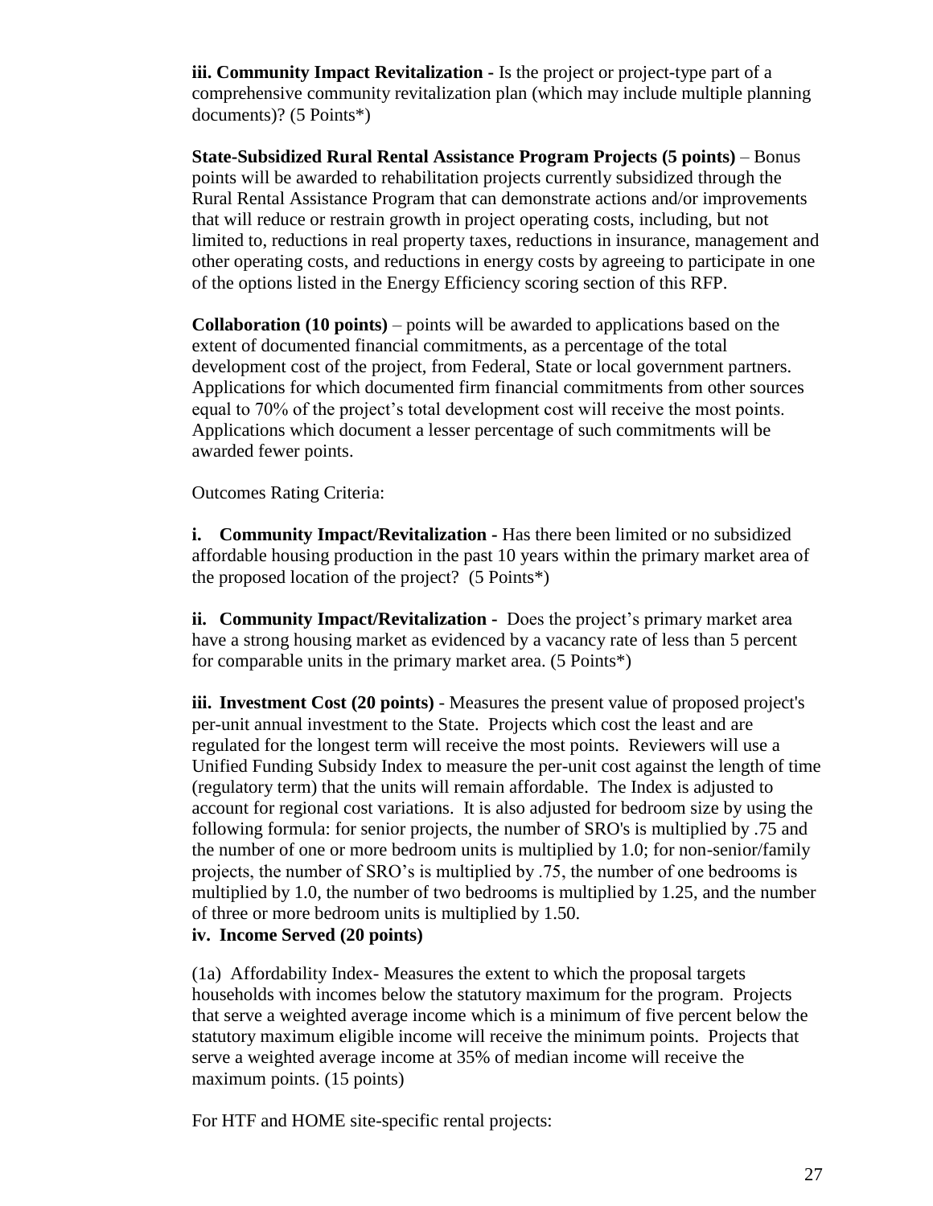**iii. Community Impact Revitalization -** Is the project or project-type part of a comprehensive community revitalization plan (which may include multiple planning documents)? (5 Points*)

**State-Subsidized Rural Rental Assistance Program Projects (5 points)** – Bonus points will be awarded to rehabilitation projects currently subsidized through the Rural Rental Assistance Program that can demonstrate actions and/or improvements that will reduce or restrain growth in project operating costs, including, but not limited to, reductions in real property taxes, reductions in insurance, management and other operating costs, and reductions in energy costs by agreeing to participate in one of the options listed in the Energy Efficiency scoring section of this RFP.

**Collaboration (10 points)** – points will be awarded to applications based on the extent of documented financial commitments, as a percentage of the total development cost of the project, from Federal, State or local government partners. Applications for which documented firm financial commitments from other sources equal to 70% of the project's total development cost will receive the most points. Applications which document a lesser percentage of such commitments will be awarded fewer points.

Outcomes Rating Criteria:

**i. Community Impact/Revitalization -** Has there been limited or no subsidized affordable housing production in the past 10 years within the primary market area of the proposed location of the project? (5 Points*)

**ii. Community Impact/Revitalization -** Does the project's primary market area have a strong housing market as evidenced by a vacancy rate of less than 5 percent for comparable units in the primary market area. (5 Points*)

**iii. Investment Cost (20 points)** - Measures the present value of proposed project's per-unit annual investment to the State. Projects which cost the least and are regulated for the longest term will receive the most points. Reviewers will use a Unified Funding Subsidy Index to measure the per-unit cost against the length of time (regulatory term) that the units will remain affordable. The Index is adjusted to account for regional cost variations. It is also adjusted for bedroom size by using the following formula: for senior projects, the number of SRO's is multiplied by .75 and the number of one or more bedroom units is multiplied by 1.0; for non-senior/family projects, the number of SRO's is multiplied by .75, the number of one bedrooms is multiplied by 1.0, the number of two bedrooms is multiplied by 1.25, and the number of three or more bedroom units is multiplied by 1.50.

**iv. Income Served (20 points)**

(1a) Affordability Index- Measures the extent to which the proposal targets households with incomes below the statutory maximum for the program. Projects that serve a weighted average income which is a minimum of five percent below the statutory maximum eligible income will receive the minimum points. Projects that serve a weighted average income at 35% of median income will receive the maximum points. (15 points)

For HTF and HOME site-specific rental projects: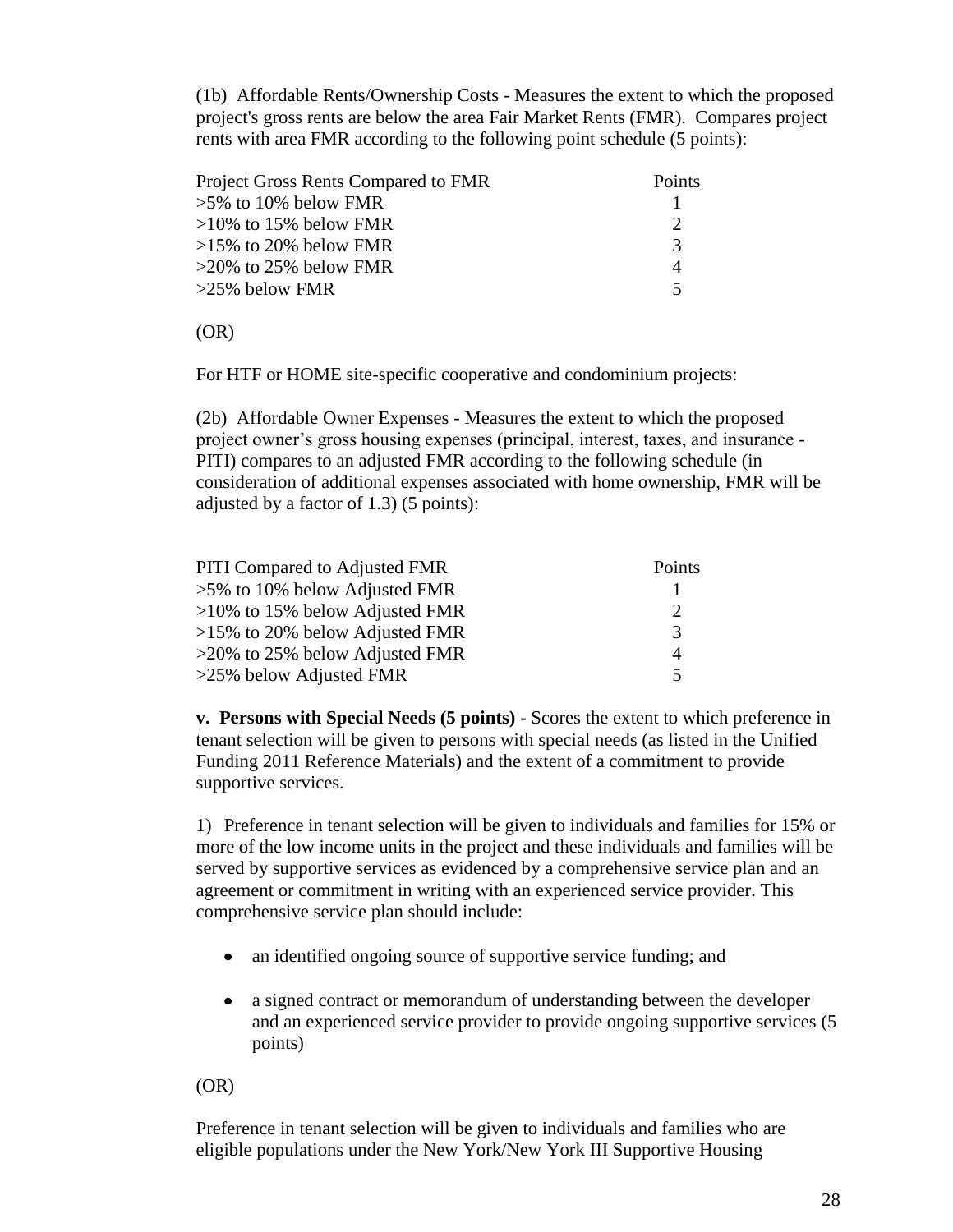(1b) Affordable Rents/Ownership Costs - Measures the extent to which the proposed project's gross rents are below the area Fair Market Rents (FMR). Compares project rents with area FMR according to the following point schedule (5 points):

| Project Gross Rents Compared to FMR | Points |
|---|---|
| >5% to 10% below FMR | 1 |
| >10% to 15% below FMR | 2 |
| >15% to 20% below FMR | 3 |
| >20% to 25% below FMR | 4 |
| >25% below FMR | 5 |

(OR)

For HTF or HOME site-specific cooperative and condominium projects:

(2b) Affordable Owner Expenses - Measures the extent to which the proposed project owner's gross housing expenses (principal, interest, taxes, and insurance - PITI) compares to an adjusted FMR according to the following schedule (in consideration of additional expenses associated with home ownership, FMR will be adjusted by a factor of 1.3) (5 points):

| PITI Compared to Adjusted FMR | Points |
|---|---|
| >5% to 10% below Adjusted FMR | 1 |
| >10% to 15% below Adjusted FMR | 2 |
| >15% to 20% below Adjusted FMR | 3 |
| >20% to 25% below Adjusted FMR | 4 |
| >25% below Adjusted FMR | 5 |

**v. Persons with Special Needs (5 points) -** Scores the extent to which preference in tenant selection will be given to persons with special needs (as listed in the Unified Funding 2011 Reference Materials) and the extent of a commitment to provide supportive services.

1) Preference in tenant selection will be given to individuals and families for 15% or more of the low income units in the project and these individuals and families will be served by supportive services as evidenced by a comprehensive service plan and an agreement or commitment in writing with an experienced service provider. This comprehensive service plan should include:

- an identified ongoing source of supportive service funding; and
- a signed contract or memorandum of understanding between the developer and an experienced service provider to provide ongoing supportive services (5 points)

(OR)

Preference in tenant selection will be given to individuals and families who are eligible populations under the New York/New York III Supportive Housing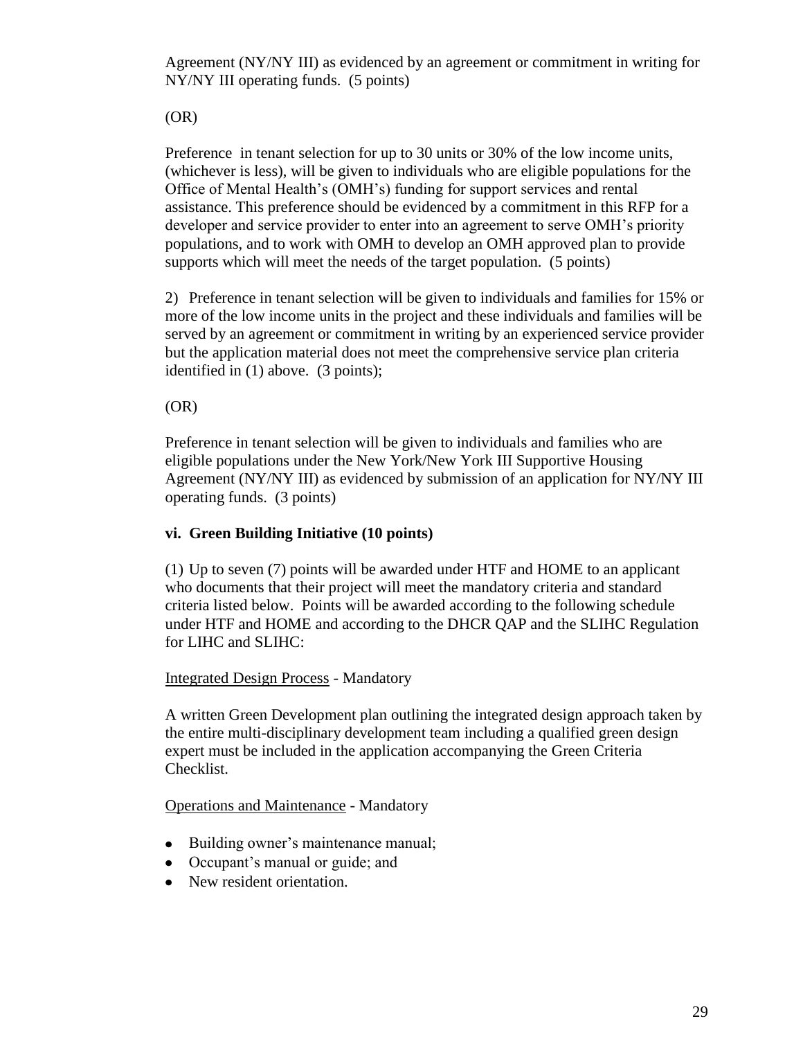Agreement (NY/NY III) as evidenced by an agreement or commitment in writing for NY/NY III operating funds. (5 points)

(OR)

Preference in tenant selection for up to 30 units or 30% of the low income units, (whichever is less), will be given to individuals who are eligible populations for the Office of Mental Health's (OMH's) funding for support services and rental assistance. This preference should be evidenced by a commitment in this RFP for a developer and service provider to enter into an agreement to serve OMH's priority populations, and to work with OMH to develop an OMH approved plan to provide supports which will meet the needs of the target population. (5 points)

2) Preference in tenant selection will be given to individuals and families for 15% or more of the low income units in the project and these individuals and families will be served by an agreement or commitment in writing by an experienced service provider but the application material does not meet the comprehensive service plan criteria identified in (1) above. (3 points);

(OR)

Preference in tenant selection will be given to individuals and families who are eligible populations under the New York/New York III Supportive Housing Agreement (NY/NY III) as evidenced by submission of an application for NY/NY III operating funds. (3 points)

**vi. Green Building Initiative (10 points)**

(1) Up to seven (7) points will be awarded under HTF and HOME to an applicant who documents that their project will meet the mandatory criteria and standard criteria listed below. Points will be awarded according to the following schedule under HTF and HOME and according to the DHCR QAP and the SLIHC Regulation for LIHC and SLIHC:

Integrated Design Process - Mandatory

A written Green Development plan outlining the integrated design approach taken by the entire multi-disciplinary development team including a qualified green design expert must be included in the application accompanying the Green Criteria Checklist.

Operations and Maintenance - Mandatory

- Building owner's maintenance manual;
- Occupant's manual or guide; and
- New resident orientation.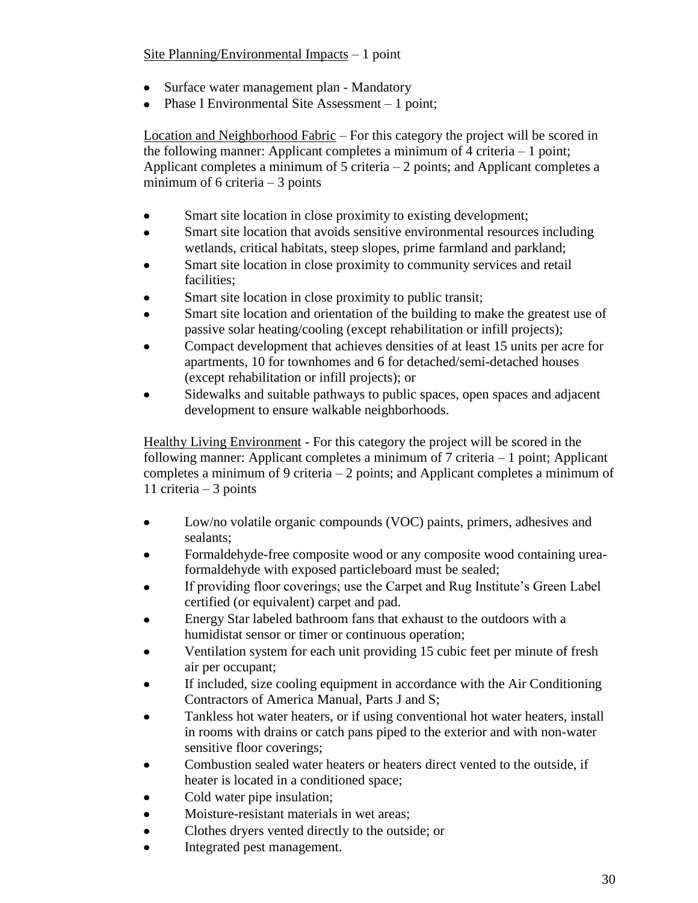<u>Site Planning/Environmental Impacts</u> – 1 point

- Surface water management plan - Mandatory
- Phase I Environmental Site Assessment – 1 point;

<u>Location and Neighborhood Fabric</u> – For this category the project will be scored in the following manner: Applicant completes a minimum of 4 criteria – 1 point; Applicant completes a minimum of 5 criteria – 2 points; and Applicant completes a minimum of 6 criteria – 3 points

- Smart site location in close proximity to existing development;
- Smart site location that avoids sensitive environmental resources including wetlands, critical habitats, steep slopes, prime farmland and parkland;
- Smart site location in close proximity to community services and retail facilities;
- Smart site location in close proximity to public transit;
- Smart site location and orientation of the building to make the greatest use of passive solar heating/cooling (except rehabilitation or infill projects);
- Compact development that achieves densities of at least 15 units per acre for apartments, 10 for townhomes and 6 for detached/semi-detached houses (except rehabilitation or infill projects); or
- Sidewalks and suitable pathways to public spaces, open spaces and adjacent development to ensure walkable neighborhoods.

<u>Healthy Living Environment</u> - For this category the project will be scored in the following manner: Applicant completes a minimum of 7 criteria – 1 point; Applicant completes a minimum of 9 criteria – 2 points; and Applicant completes a minimum of 11 criteria – 3 points

- Low/no volatile organic compounds (VOC) paints, primers, adhesives and sealants;
- Formaldehyde-free composite wood or any composite wood containing urea-formaldehyde with exposed particleboard must be sealed;
- If providing floor coverings; use the Carpet and Rug Institute's Green Label certified (or equivalent) carpet and pad.
- Energy Star labeled bathroom fans that exhaust to the outdoors with a humidistat sensor or timer or continuous operation;
- Ventilation system for each unit providing 15 cubic feet per minute of fresh air per occupant;
- If included, size cooling equipment in accordance with the Air Conditioning Contractors of America Manual, Parts J and S;
- Tankless hot water heaters, or if using conventional hot water heaters, install in rooms with drains or catch pans piped to the exterior and with non-water sensitive floor coverings;
- Combustion sealed water heaters or heaters direct vented to the outside, if heater is located in a conditioned space;
- Cold water pipe insulation;
- Moisture-resistant materials in wet areas;
- Clothes dryers vented directly to the outside; or
- Integrated pest management.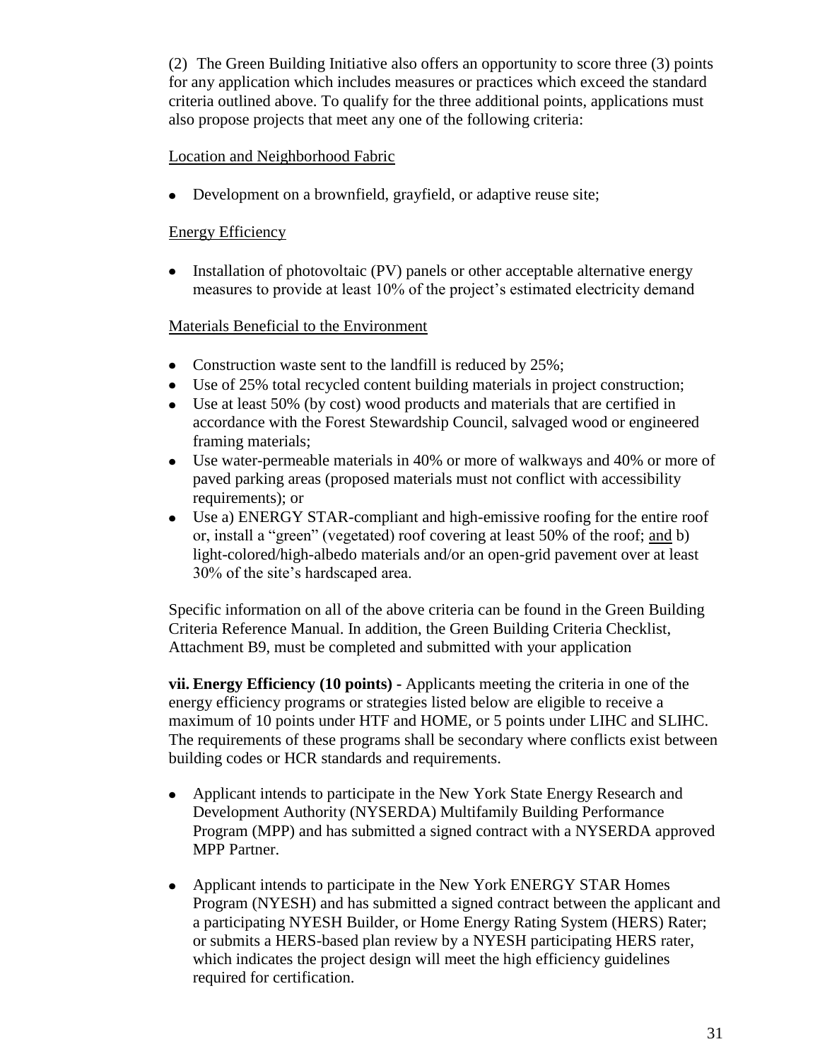(2) The Green Building Initiative also offers an opportunity to score three (3) points for any application which includes measures or practices which exceed the standard criteria outlined above. To qualify for the three additional points, applications must also propose projects that meet any one of the following criteria:

<u>Location and Neighborhood Fabric</u>

- Development on a brownfield, grayfield, or adaptive reuse site;

<u>Energy Efficiency</u>

- Installation of photovoltaic (PV) panels or other acceptable alternative energy measures to provide at least 10% of the project's estimated electricity demand

<u>Materials Beneficial to the Environment</u>

- Construction waste sent to the landfill is reduced by 25%;
- Use of 25% total recycled content building materials in project construction;
- Use at least 50% (by cost) wood products and materials that are certified in accordance with the Forest Stewardship Council, salvaged wood or engineered framing materials;
- Use water-permeable materials in 40% or more of walkways and 40% or more of paved parking areas (proposed materials must not conflict with accessibility requirements); or
- Use a) ENERGY STAR-compliant and high-emissive roofing for the entire roof or, install a "green" (vegetated) roof covering at least 50% of the roof; <u>and</u> b) light-colored/high-albedo materials and/or an open-grid pavement over at least 30% of the site's hardscaped area.

Specific information on all of the above criteria can be found in the Green Building Criteria Reference Manual. In addition, the Green Building Criteria Checklist, Attachment B9, must be completed and submitted with your application

**vii. Energy Efficiency (10 points) -** Applicants meeting the criteria in one of the energy efficiency programs or strategies listed below are eligible to receive a maximum of 10 points under HTF and HOME, or 5 points under LIHC and SLIHC. The requirements of these programs shall be secondary where conflicts exist between building codes or HCR standards and requirements.

- Applicant intends to participate in the New York State Energy Research and Development Authority (NYSERDA) Multifamily Building Performance Program (MPP) and has submitted a signed contract with a NYSERDA approved MPP Partner.

- Applicant intends to participate in the New York ENERGY STAR Homes Program (NYESH) and has submitted a signed contract between the applicant and a participating NYESH Builder, or Home Energy Rating System (HERS) Rater; or submits a HERS-based plan review by a NYESH participating HERS rater, which indicates the project design will meet the high efficiency guidelines required for certification.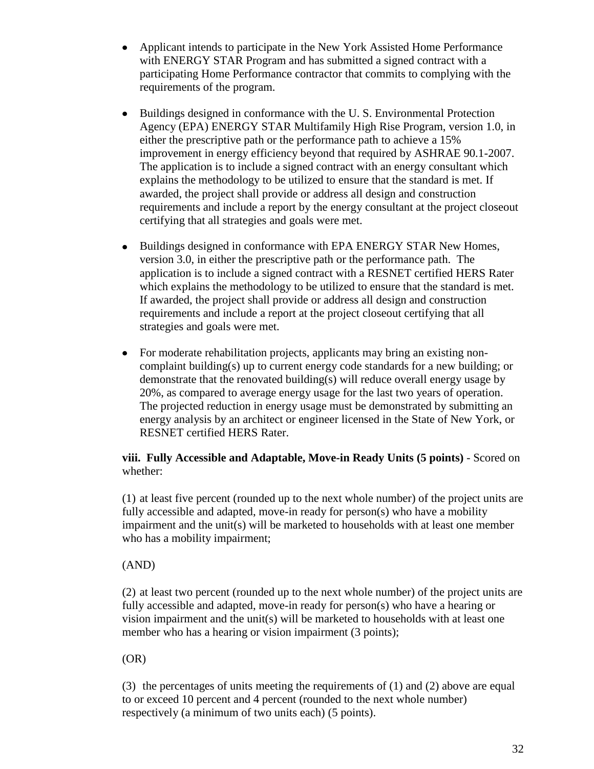- Applicant intends to participate in the New York Assisted Home Performance with ENERGY STAR Program and has submitted a signed contract with a participating Home Performance contractor that commits to complying with the requirements of the program.

- Buildings designed in conformance with the U. S. Environmental Protection Agency (EPA) ENERGY STAR Multifamily High Rise Program, version 1.0, in either the prescriptive path or the performance path to achieve a 15% improvement in energy efficiency beyond that required by ASHRAE 90.1-2007. The application is to include a signed contract with an energy consultant which explains the methodology to be utilized to ensure that the standard is met. If awarded, the project shall provide or address all design and construction requirements and include a report by the energy consultant at the project closeout certifying that all strategies and goals were met.

- Buildings designed in conformance with EPA ENERGY STAR New Homes, version 3.0, in either the prescriptive path or the performance path. The application is to include a signed contract with a RESNET certified HERS Rater which explains the methodology to be utilized to ensure that the standard is met. If awarded, the project shall provide or address all design and construction requirements and include a report at the project closeout certifying that all strategies and goals were met.

- For moderate rehabilitation projects, applicants may bring an existing non-complaint building(s) up to current energy code standards for a new building; or demonstrate that the renovated building(s) will reduce overall energy usage by 20%, as compared to average energy usage for the last two years of operation. The projected reduction in energy usage must be demonstrated by submitting an energy analysis by an architect or engineer licensed in the State of New York, or RESNET certified HERS Rater.

**viii. Fully Accessible and Adaptable, Move-in Ready Units (5 points)** - Scored on whether:

(1) at least five percent (rounded up to the next whole number) of the project units are fully accessible and adapted, move-in ready for person(s) who have a mobility impairment and the unit(s) will be marketed to households with at least one member who has a mobility impairment;

(AND)

(2) at least two percent (rounded up to the next whole number) of the project units are fully accessible and adapted, move-in ready for person(s) who have a hearing or vision impairment and the unit(s) will be marketed to households with at least one member who has a hearing or vision impairment (3 points);

(OR)

(3) the percentages of units meeting the requirements of (1) and (2) above are equal to or exceed 10 percent and 4 percent (rounded to the next whole number) respectively (a minimum of two units each) (5 points).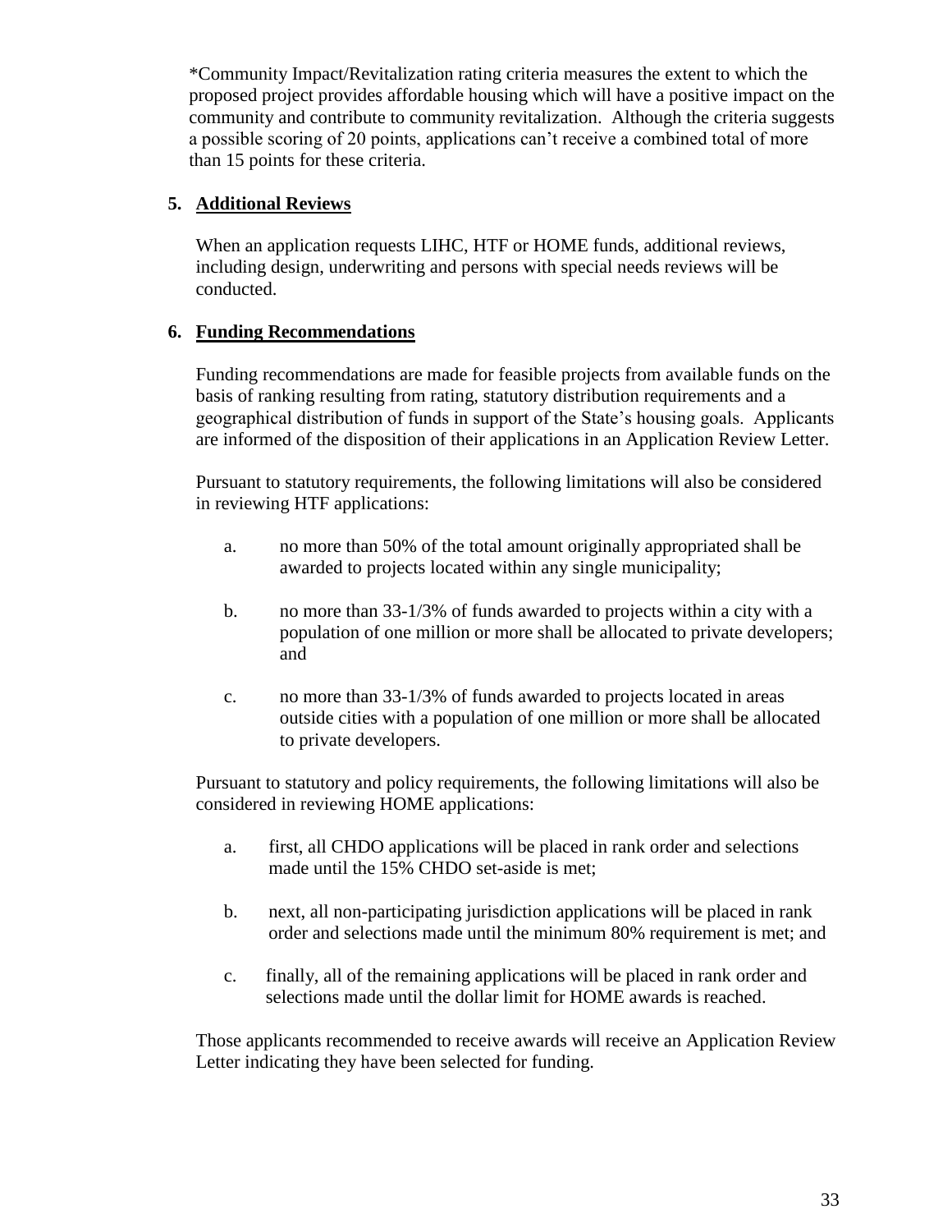*Community Impact/Revitalization rating criteria measures the extent to which the proposed project provides affordable housing which will have a positive impact on the community and contribute to community revitalization. Although the criteria suggests a possible scoring of 20 points, applications can't receive a combined total of more than 15 points for these criteria.

## 5. Additional Reviews

When an application requests LIHC, HTF or HOME funds, additional reviews, including design, underwriting and persons with special needs reviews will be conducted.

## 6. Funding Recommendations

Funding recommendations are made for feasible projects from available funds on the basis of ranking resulting from rating, statutory distribution requirements and a geographical distribution of funds in support of the State's housing goals. Applicants are informed of the disposition of their applications in an Application Review Letter.

Pursuant to statutory requirements, the following limitations will also be considered in reviewing HTF applications:

a. no more than 50% of the total amount originally appropriated shall be awarded to projects located within any single municipality;

b. no more than 33-1/3% of funds awarded to projects within a city with a population of one million or more shall be allocated to private developers; and

c. no more than 33-1/3% of funds awarded to projects located in areas outside cities with a population of one million or more shall be allocated to private developers.

Pursuant to statutory and policy requirements, the following limitations will also be considered in reviewing HOME applications:

a. first, all CHDO applications will be placed in rank order and selections made until the 15% CHDO set-aside is met;

b. next, all non-participating jurisdiction applications will be placed in rank order and selections made until the minimum 80% requirement is met; and

c. finally, all of the remaining applications will be placed in rank order and selections made until the dollar limit for HOME awards is reached.

Those applicants recommended to receive awards will receive an Application Review Letter indicating they have been selected for funding.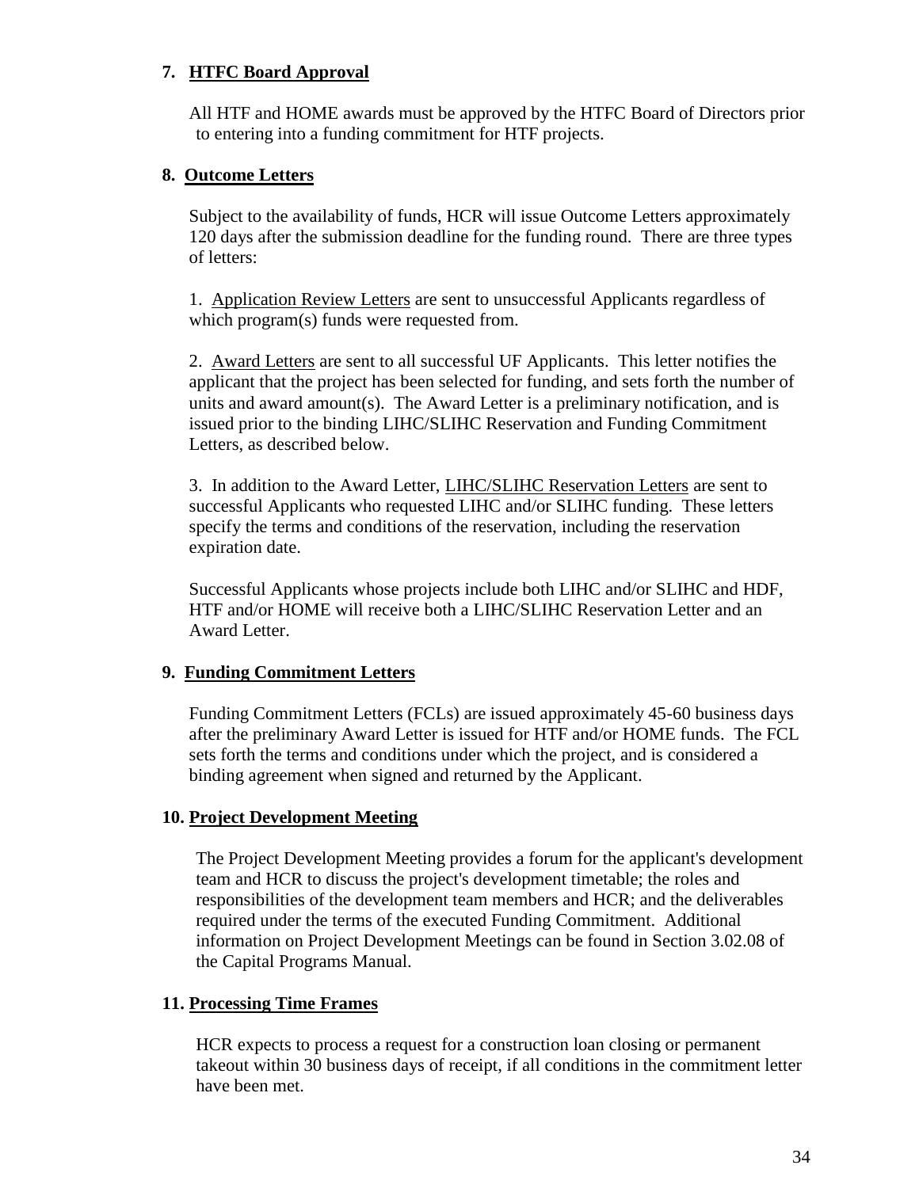### 7. <u>HTFC Board Approval</u>

All HTF and HOME awards must be approved by the HTFC Board of Directors prior to entering into a funding commitment for HTF projects.

### 8. <u>Outcome Letters</u>

Subject to the availability of funds, HCR will issue Outcome Letters approximately 120 days after the submission deadline for the funding round. There are three types of letters:

1. <u>Application Review Letters</u> are sent to unsuccessful Applicants regardless of which program(s) funds were requested from.

2. <u>Award Letters</u> are sent to all successful UF Applicants. This letter notifies the applicant that the project has been selected for funding, and sets forth the number of units and award amount(s). The Award Letter is a preliminary notification, and is issued prior to the binding LIHC/SLIHC Reservation and Funding Commitment Letters, as described below.

3. In addition to the Award Letter, <u>LIHC/SLIHC Reservation Letters</u> are sent to successful Applicants who requested LIHC and/or SLIHC funding. These letters specify the terms and conditions of the reservation, including the reservation expiration date.

Successful Applicants whose projects include both LIHC and/or SLIHC and HDF, HTF and/or HOME will receive both a LIHC/SLIHC Reservation Letter and an Award Letter.

### 9. <u>Funding Commitment Letters</u>

Funding Commitment Letters (FCLs) are issued approximately 45-60 business days after the preliminary Award Letter is issued for HTF and/or HOME funds. The FCL sets forth the terms and conditions under which the project, and is considered a binding agreement when signed and returned by the Applicant.

### 10. <u>Project Development Meeting</u>

The Project Development Meeting provides a forum for the applicant's development team and HCR to discuss the project's development timetable; the roles and responsibilities of the development team members and HCR; and the deliverables required under the terms of the executed Funding Commitment. Additional information on Project Development Meetings can be found in Section 3.02.08 of the Capital Programs Manual.

### 11. <u>Processing Time Frames</u>

HCR expects to process a request for a construction loan closing or permanent takeout within 30 business days of receipt, if all conditions in the commitment letter have been met.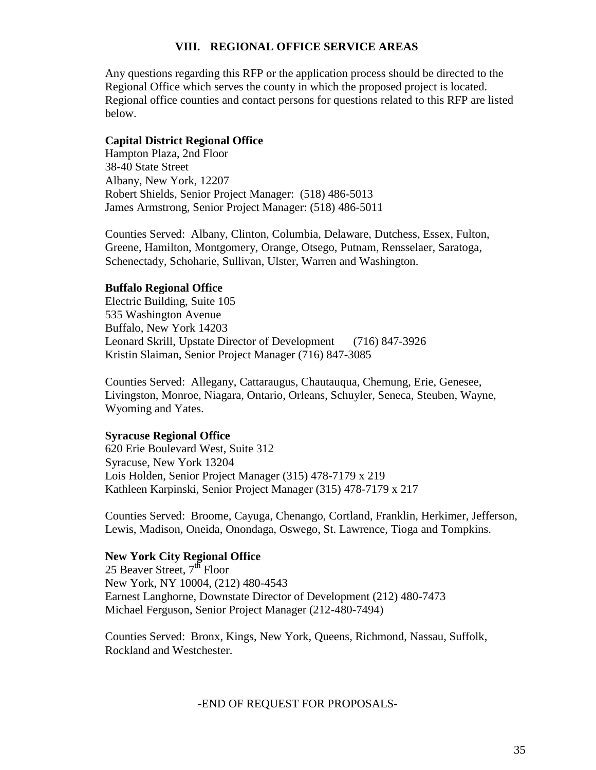## VIII. REGIONAL OFFICE SERVICE AREAS

Any questions regarding this RFP or the application process should be directed to the Regional Office which serves the county in which the proposed project is located. Regional office counties and contact persons for questions related to this RFP are listed below.

**Capital District Regional Office**
Hampton Plaza, 2nd Floor
38-40 State Street
Albany, New York, 12207
Robert Shields, Senior Project Manager: (518) 486-5013
James Armstrong, Senior Project Manager: (518) 486-5011

Counties Served: Albany, Clinton, Columbia, Delaware, Dutchess, Essex, Fulton, Greene, Hamilton, Montgomery, Orange, Otsego, Putnam, Rensselaer, Saratoga, Schenectady, Schoharie, Sullivan, Ulster, Warren and Washington.

**Buffalo Regional Office**
Electric Building, Suite 105
535 Washington Avenue
Buffalo, New York 14203
Leonard Skrill, Upstate Director of Development (716) 847-3926
Kristin Slaiman, Senior Project Manager (716) 847-3085

Counties Served: Allegany, Cattaraugus, Chautauqua, Chemung, Erie, Genesee, Livingston, Monroe, Niagara, Ontario, Orleans, Schuyler, Seneca, Steuben, Wayne, Wyoming and Yates.

**Syracuse Regional Office**
620 Erie Boulevard West, Suite 312
Syracuse, New York 13204
Lois Holden, Senior Project Manager (315) 478-7179 x 219
Kathleen Karpinski, Senior Project Manager (315) 478-7179 x 217

Counties Served: Broome, Cayuga, Chenango, Cortland, Franklin, Herkimer, Jefferson, Lewis, Madison, Oneida, Onondaga, Oswego, St. Lawrence, Tioga and Tompkins.

**New York City Regional Office**
25 Beaver Street, 7th Floor
New York, NY 10004, (212) 480-4543
Earnest Langhorne, Downstate Director of Development (212) 480-7473
Michael Ferguson, Senior Project Manager (212-480-7494)

Counties Served: Bronx, Kings, New York, Queens, Richmond, Nassau, Suffolk, Rockland and Westchester.

-END OF REQUEST FOR PROPOSALS-